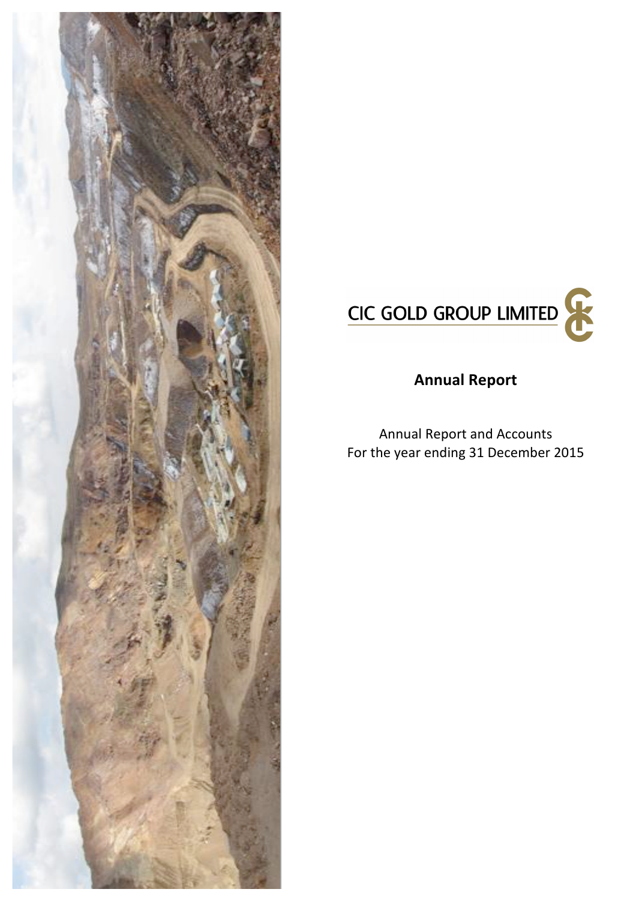# CIC GOLD GROUP LIMITED

## Annual Report

Annual Report and Accounts
For the year ending 31 December 2015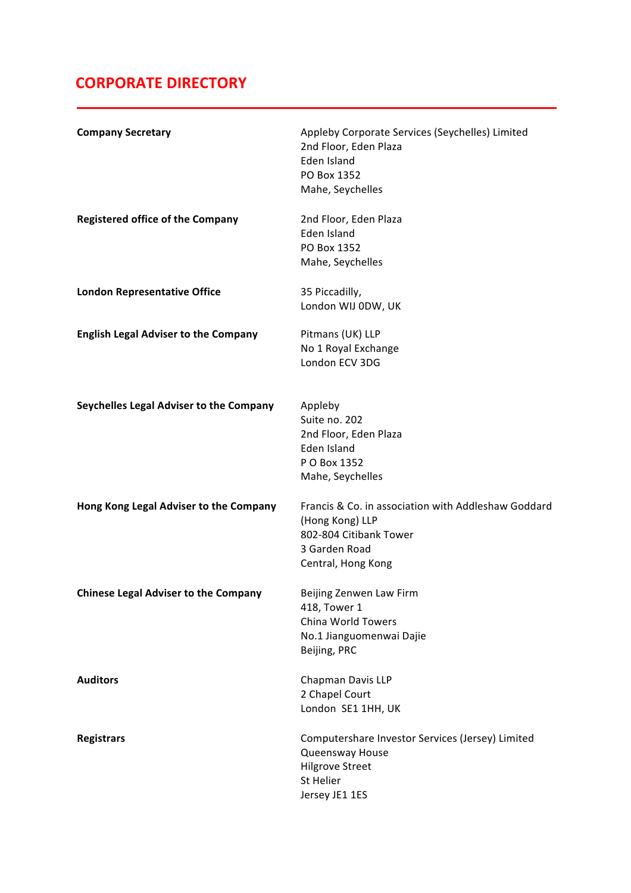# CORPORATE DIRECTORY

| | |
|---|---|
| **Company Secretary** | Appleby Corporate Services (Seychelles) Limited<br>2nd Floor, Eden Plaza<br>Eden Island<br>PO Box 1352<br>Mahe, Seychelles |
| **Registered office of the Company** | 2nd Floor, Eden Plaza<br>Eden Island<br>PO Box 1352<br>Mahe, Seychelles |
| **London Representative Office** | 35 Piccadilly,<br>London WIJ 0DW, UK |
| **English Legal Adviser to the Company** | Pitmans (UK) LLP<br>No 1 Royal Exchange<br>London ECV 3DG |
| **Seychelles Legal Adviser to the Company** | Appleby<br>Suite no. 202<br>2nd Floor, Eden Plaza<br>Eden Island<br>P O Box 1352<br>Mahe, Seychelles |
| **Hong Kong Legal Adviser to the Company** | Francis & Co. in association with Addleshaw Goddard (Hong Kong) LLP<br>802-804 Citibank Tower<br>3 Garden Road<br>Central, Hong Kong |
| **Chinese Legal Adviser to the Company** | Beijing Zenwen Law Firm<br>418, Tower 1<br>China World Towers<br>No.1 Jianguomenwai Dajie<br>Beijing, PRC |
| **Auditors** | Chapman Davis LLP<br>2 Chapel Court<br>London SE1 1HH, UK |
| **Registrars** | Computershare Investor Services (Jersey) Limited<br>Queensway House<br>Hilgrove Street<br>St Helier<br>Jersey JE1 1ES |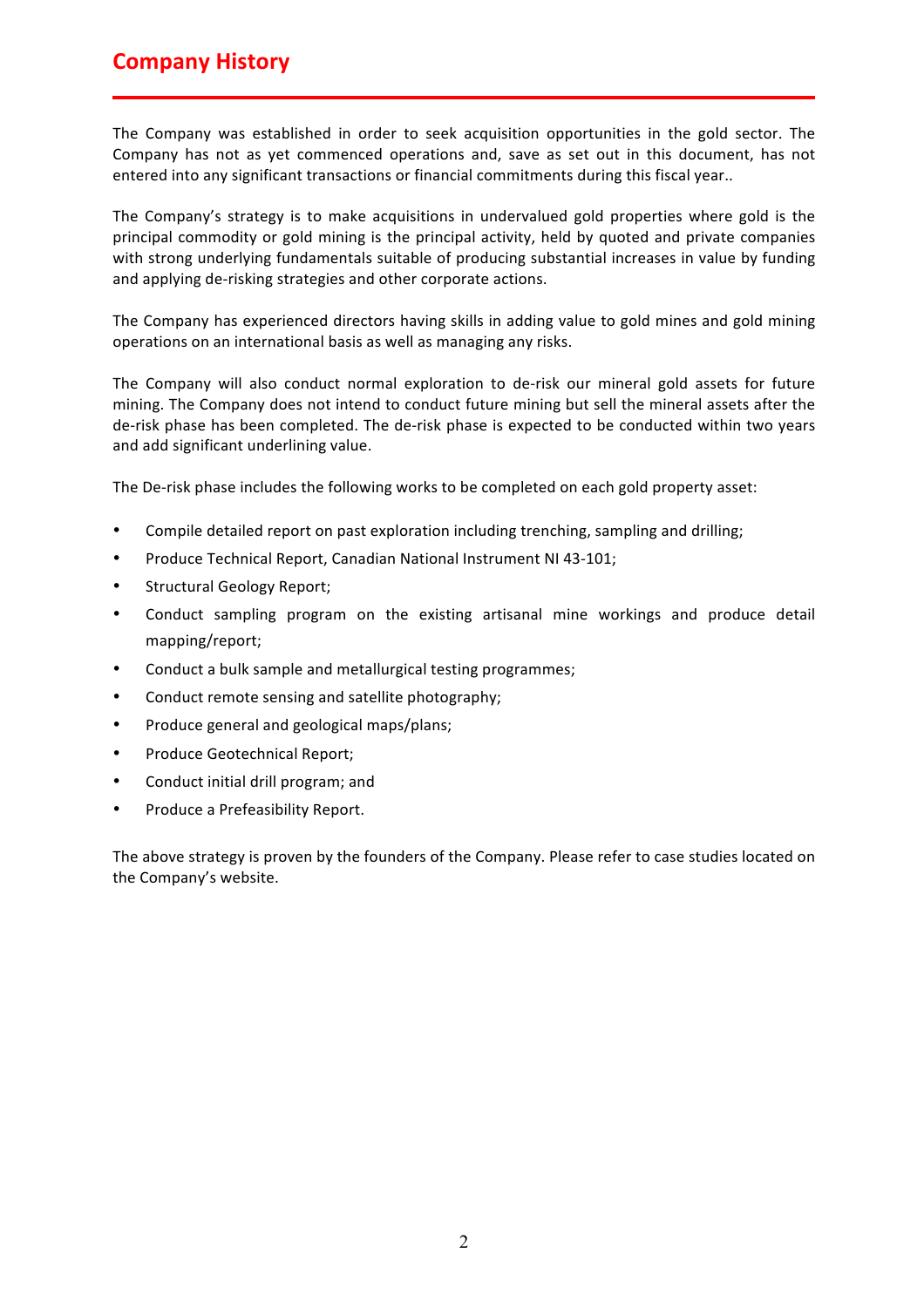# Company History

The Company was established in order to seek acquisition opportunities in the gold sector. The Company has not as yet commenced operations and, save as set out in this document, has not entered into any significant transactions or financial commitments during this fiscal year..

The Company's strategy is to make acquisitions in undervalued gold properties where gold is the principal commodity or gold mining is the principal activity, held by quoted and private companies with strong underlying fundamentals suitable of producing substantial increases in value by funding and applying de-risking strategies and other corporate actions.

The Company has experienced directors having skills in adding value to gold mines and gold mining operations on an international basis as well as managing any risks.

The Company will also conduct normal exploration to de-risk our mineral gold assets for future mining. The Company does not intend to conduct future mining but sell the mineral assets after the de-risk phase has been completed. The de-risk phase is expected to be conducted within two years and add significant underlining value.

The De-risk phase includes the following works to be completed on each gold property asset:

- Compile detailed report on past exploration including trenching, sampling and drilling;
- Produce Technical Report, Canadian National Instrument NI 43-101;
- Structural Geology Report;
- Conduct sampling program on the existing artisanal mine workings and produce detail mapping/report;
- Conduct a bulk sample and metallurgical testing programmes;
- Conduct remote sensing and satellite photography;
- Produce general and geological maps/plans;
- Produce Geotechnical Report;
- Conduct initial drill program; and
- Produce a Prefeasibility Report.

The above strategy is proven by the founders of the Company. Please refer to case studies located on the Company's website.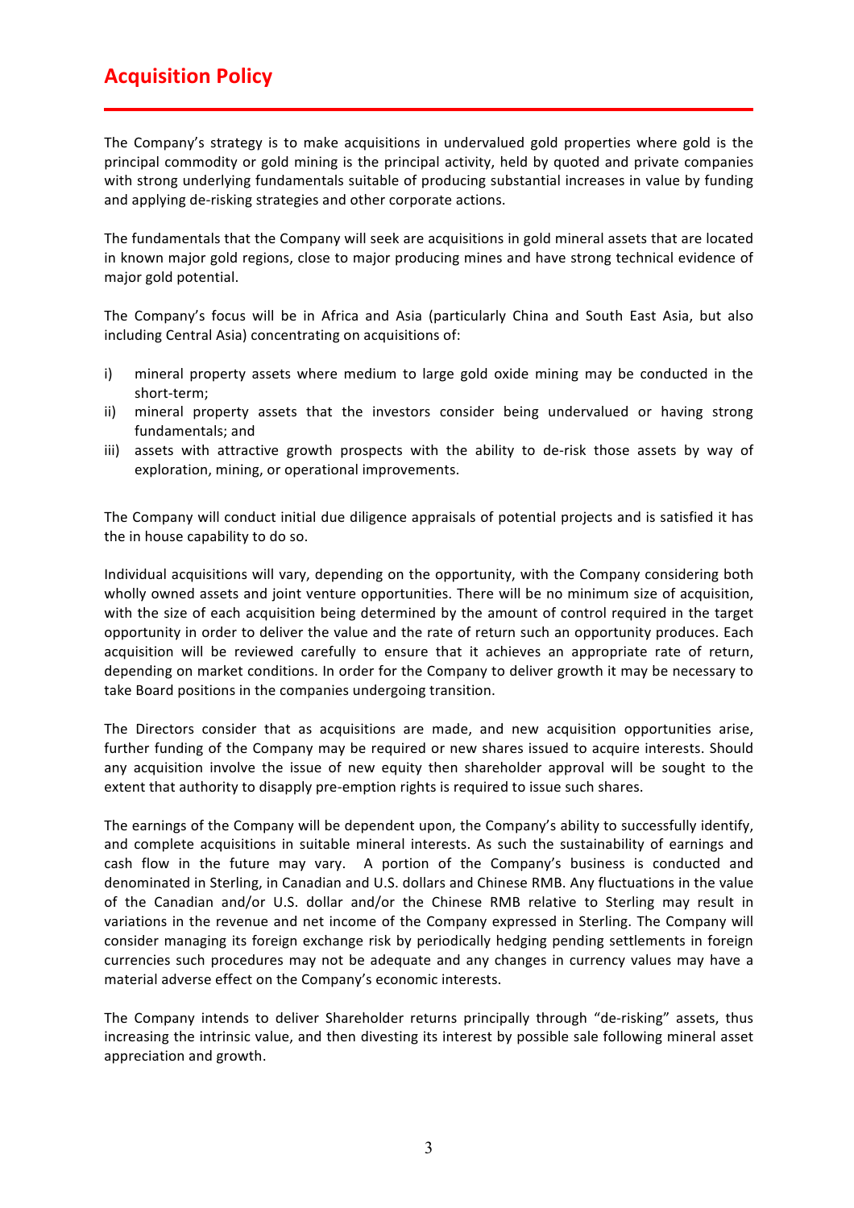# Acquisition Policy

The Company's strategy is to make acquisitions in undervalued gold properties where gold is the principal commodity or gold mining is the principal activity, held by quoted and private companies with strong underlying fundamentals suitable of producing substantial increases in value by funding and applying de-risking strategies and other corporate actions.

The fundamentals that the Company will seek are acquisitions in gold mineral assets that are located in known major gold regions, close to major producing mines and have strong technical evidence of major gold potential.

The Company's focus will be in Africa and Asia (particularly China and South East Asia, but also including Central Asia) concentrating on acquisitions of:

i) mineral property assets where medium to large gold oxide mining may be conducted in the short-term;
ii) mineral property assets that the investors consider being undervalued or having strong fundamentals; and
iii) assets with attractive growth prospects with the ability to de-risk those assets by way of exploration, mining, or operational improvements.

The Company will conduct initial due diligence appraisals of potential projects and is satisfied it has the in house capability to do so.

Individual acquisitions will vary, depending on the opportunity, with the Company considering both wholly owned assets and joint venture opportunities. There will be no minimum size of acquisition, with the size of each acquisition being determined by the amount of control required in the target opportunity in order to deliver the value and the rate of return such an opportunity produces. Each acquisition will be reviewed carefully to ensure that it achieves an appropriate rate of return, depending on market conditions. In order for the Company to deliver growth it may be necessary to take Board positions in the companies undergoing transition.

The Directors consider that as acquisitions are made, and new acquisition opportunities arise, further funding of the Company may be required or new shares issued to acquire interests. Should any acquisition involve the issue of new equity then shareholder approval will be sought to the extent that authority to disapply pre-emption rights is required to issue such shares.

The earnings of the Company will be dependent upon, the Company's ability to successfully identify, and complete acquisitions in suitable mineral interests. As such the sustainability of earnings and cash flow in the future may vary. A portion of the Company's business is conducted and denominated in Sterling, in Canadian and U.S. dollars and Chinese RMB. Any fluctuations in the value of the Canadian and/or U.S. dollar and/or the Chinese RMB relative to Sterling may result in variations in the revenue and net income of the Company expressed in Sterling. The Company will consider managing its foreign exchange risk by periodically hedging pending settlements in foreign currencies such procedures may not be adequate and any changes in currency values may have a material adverse effect on the Company's economic interests.

The Company intends to deliver Shareholder returns principally through "de-risking" assets, thus increasing the intrinsic value, and then divesting its interest by possible sale following mineral asset appreciation and growth.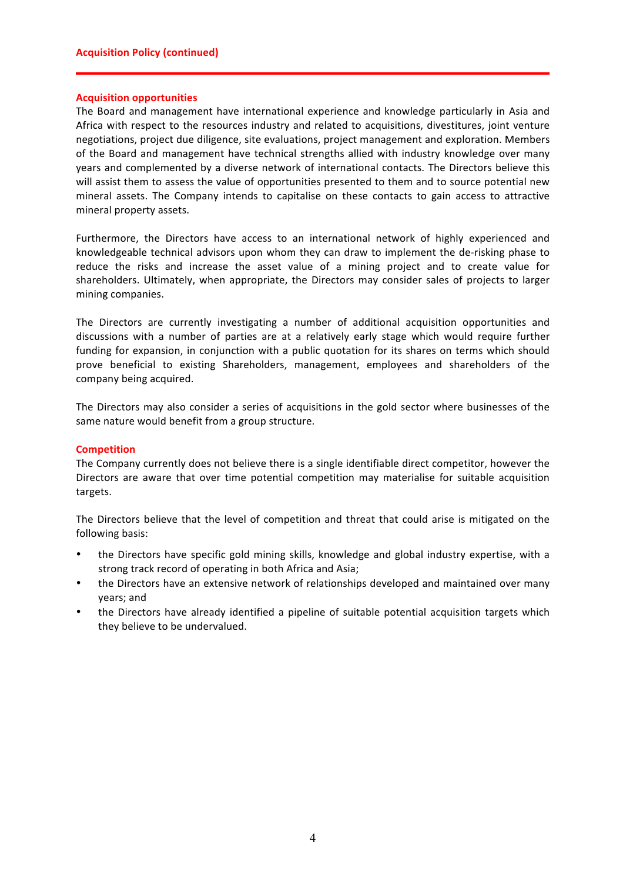## Acquisition Policy (continued)

### Acquisition opportunities

The Board and management have international experience and knowledge particularly in Asia and Africa with respect to the resources industry and related to acquisitions, divestitures, joint venture negotiations, project due diligence, site evaluations, project management and exploration. Members of the Board and management have technical strengths allied with industry knowledge over many years and complemented by a diverse network of international contacts. The Directors believe this will assist them to assess the value of opportunities presented to them and to source potential new mineral assets. The Company intends to capitalise on these contacts to gain access to attractive mineral property assets.

Furthermore, the Directors have access to an international network of highly experienced and knowledgeable technical advisors upon whom they can draw to implement the de-risking phase to reduce the risks and increase the asset value of a mining project and to create value for shareholders. Ultimately, when appropriate, the Directors may consider sales of projects to larger mining companies.

The Directors are currently investigating a number of additional acquisition opportunities and discussions with a number of parties are at a relatively early stage which would require further funding for expansion, in conjunction with a public quotation for its shares on terms which should prove beneficial to existing Shareholders, management, employees and shareholders of the company being acquired.

The Directors may also consider a series of acquisitions in the gold sector where businesses of the same nature would benefit from a group structure.

### Competition

The Company currently does not believe there is a single identifiable direct competitor, however the Directors are aware that over time potential competition may materialise for suitable acquisition targets.

The Directors believe that the level of competition and threat that could arise is mitigated on the following basis:

- the Directors have specific gold mining skills, knowledge and global industry expertise, with a strong track record of operating in both Africa and Asia;
- the Directors have an extensive network of relationships developed and maintained over many years; and
- the Directors have already identified a pipeline of suitable potential acquisition targets which they believe to be undervalued.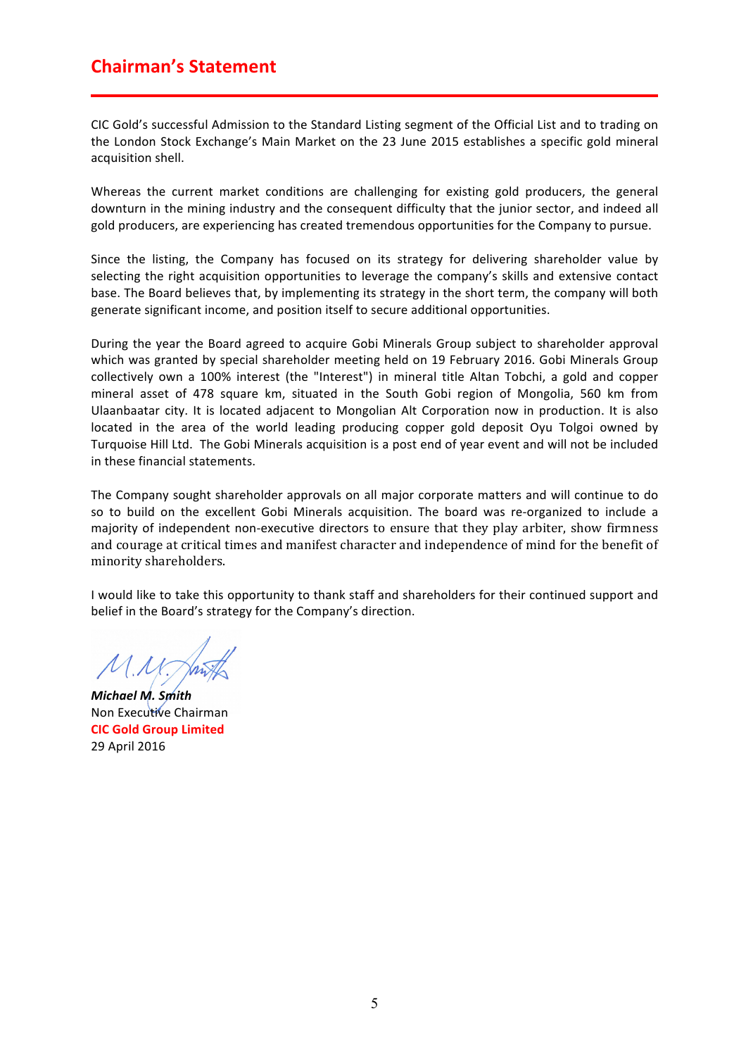# Chairman's Statement

CIC Gold's successful Admission to the Standard Listing segment of the Official List and to trading on the London Stock Exchange's Main Market on the 23 June 2015 establishes a specific gold mineral acquisition shell.

Whereas the current market conditions are challenging for existing gold producers, the general downturn in the mining industry and the consequent difficulty that the junior sector, and indeed all gold producers, are experiencing has created tremendous opportunities for the Company to pursue.

Since the listing, the Company has focused on its strategy for delivering shareholder value by selecting the right acquisition opportunities to leverage the company's skills and extensive contact base. The Board believes that, by implementing its strategy in the short term, the company will both generate significant income, and position itself to secure additional opportunities.

During the year the Board agreed to acquire Gobi Minerals Group subject to shareholder approval which was granted by special shareholder meeting held on 19 February 2016. Gobi Minerals Group collectively own a 100% interest (the "Interest") in mineral title Altan Tobchi, a gold and copper mineral asset of 478 square km, situated in the South Gobi region of Mongolia, 560 km from Ulaanbaatar city. It is located adjacent to Mongolian Alt Corporation now in production. It is also located in the area of the world leading producing copper gold deposit Oyu Tolgoi owned by Turquoise Hill Ltd. The Gobi Minerals acquisition is a post end of year event and will not be included in these financial statements.

The Company sought shareholder approvals on all major corporate matters and will continue to do so to build on the excellent Gobi Minerals acquisition. The board was re-organized to include a majority of independent non-executive directors to ensure that they play arbiter, show firmness and courage at critical times and manifest character and independence of mind for the benefit of minority shareholders.

I would like to take this opportunity to thank staff and shareholders for their continued support and belief in the Board's strategy for the Company's direction.

***Michael M. Smith***
Non Executive Chairman
**CIC Gold Group Limited**
29 April 2016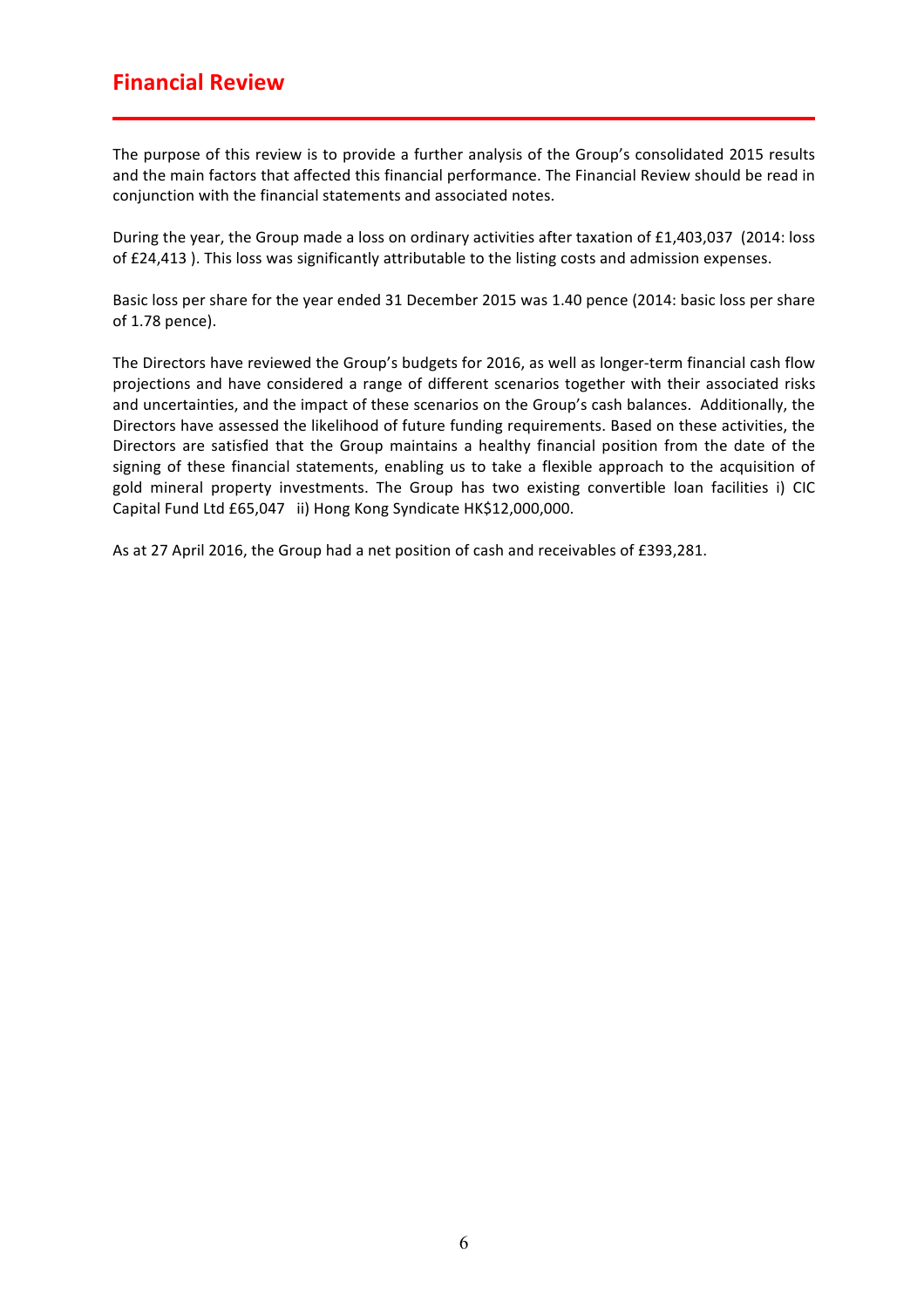# Financial Review

The purpose of this review is to provide a further analysis of the Group's consolidated 2015 results and the main factors that affected this financial performance. The Financial Review should be read in conjunction with the financial statements and associated notes.

During the year, the Group made a loss on ordinary activities after taxation of £1,403,037 (2014: loss of £24,413 ). This loss was significantly attributable to the listing costs and admission expenses.

Basic loss per share for the year ended 31 December 2015 was 1.40 pence (2014: basic loss per share of 1.78 pence).

The Directors have reviewed the Group's budgets for 2016, as well as longer-term financial cash flow projections and have considered a range of different scenarios together with their associated risks and uncertainties, and the impact of these scenarios on the Group's cash balances. Additionally, the Directors have assessed the likelihood of future funding requirements. Based on these activities, the Directors are satisfied that the Group maintains a healthy financial position from the date of the signing of these financial statements, enabling us to take a flexible approach to the acquisition of gold mineral property investments. The Group has two existing convertible loan facilities i) CIC Capital Fund Ltd £65,047 ii) Hong Kong Syndicate HK$12,000,000.

As at 27 April 2016, the Group had a net position of cash and receivables of £393,281.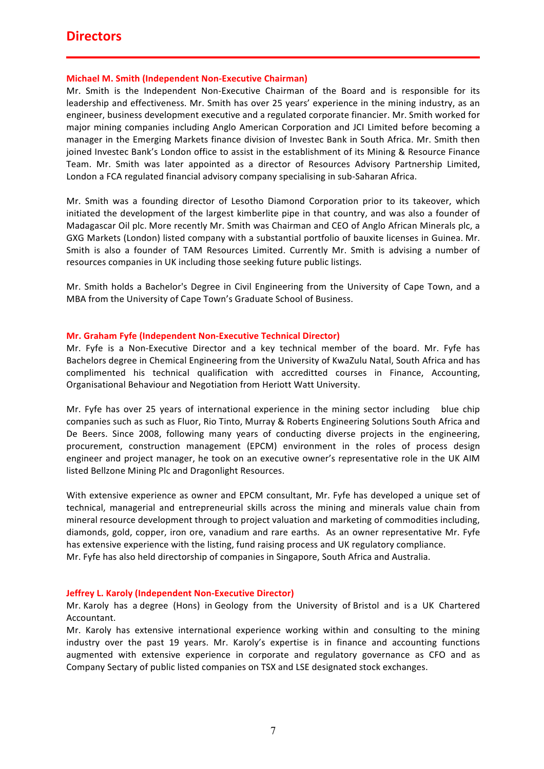# Directors

### Michael M. Smith (Independent Non-Executive Chairman)

Mr. Smith is the Independent Non-Executive Chairman of the Board and is responsible for its leadership and effectiveness. Mr. Smith has over 25 years' experience in the mining industry, as an engineer, business development executive and a regulated corporate financier. Mr. Smith worked for major mining companies including Anglo American Corporation and JCI Limited before becoming a manager in the Emerging Markets finance division of Investec Bank in South Africa. Mr. Smith then joined Investec Bank's London office to assist in the establishment of its Mining & Resource Finance Team. Mr. Smith was later appointed as a director of Resources Advisory Partnership Limited, London a FCA regulated financial advisory company specialising in sub-Saharan Africa.

Mr. Smith was a founding director of Lesotho Diamond Corporation prior to its takeover, which initiated the development of the largest kimberlite pipe in that country, and was also a founder of Madagascar Oil plc. More recently Mr. Smith was Chairman and CEO of Anglo African Minerals plc, a GXG Markets (London) listed company with a substantial portfolio of bauxite licenses in Guinea. Mr. Smith is also a founder of TAM Resources Limited. Currently Mr. Smith is advising a number of resources companies in UK including those seeking future public listings.

Mr. Smith holds a Bachelor's Degree in Civil Engineering from the University of Cape Town, and a MBA from the University of Cape Town's Graduate School of Business.

### Mr. Graham Fyfe (Independent Non-Executive Technical Director)

Mr. Fyfe is a Non-Executive Director and a key technical member of the board. Mr. Fyfe has Bachelors degree in Chemical Engineering from the University of KwaZulu Natal, South Africa and has complimented his technical qualification with accredited courses in Finance, Accounting, Organisational Behaviour and Negotiation from Heriott Watt University.

Mr. Fyfe has over 25 years of international experience in the mining sector including blue chip companies such as such as Fluor, Rio Tinto, Murray & Roberts Engineering Solutions South Africa and De Beers. Since 2008, following many years of conducting diverse projects in the engineering, procurement, construction management (EPCM) environment in the roles of process design engineer and project manager, he took on an executive owner's representative role in the UK AIM listed Bellzone Mining Plc and Dragonlight Resources.

With extensive experience as owner and EPCM consultant, Mr. Fyfe has developed a unique set of technical, managerial and entrepreneurial skills across the mining and minerals value chain from mineral resource development through to project valuation and marketing of commodities including, diamonds, gold, copper, iron ore, vanadium and rare earths. As an owner representative Mr. Fyfe has extensive experience with the listing, fund raising process and UK regulatory compliance.
Mr. Fyfe has also held directorship of companies in Singapore, South Africa and Australia.

### Jeffrey L. Karoly (Independent Non-Executive Director)

Mr. Karoly has a degree (Hons) in Geology from the University of Bristol and is a UK Chartered Accountant.
Mr. Karoly has extensive international experience working within and consulting to the mining industry over the past 19 years. Mr. Karoly's expertise is in finance and accounting functions augmented with extensive experience in corporate and regulatory governance as CFO and as Company Sectary of public listed companies on TSX and LSE designated stock exchanges.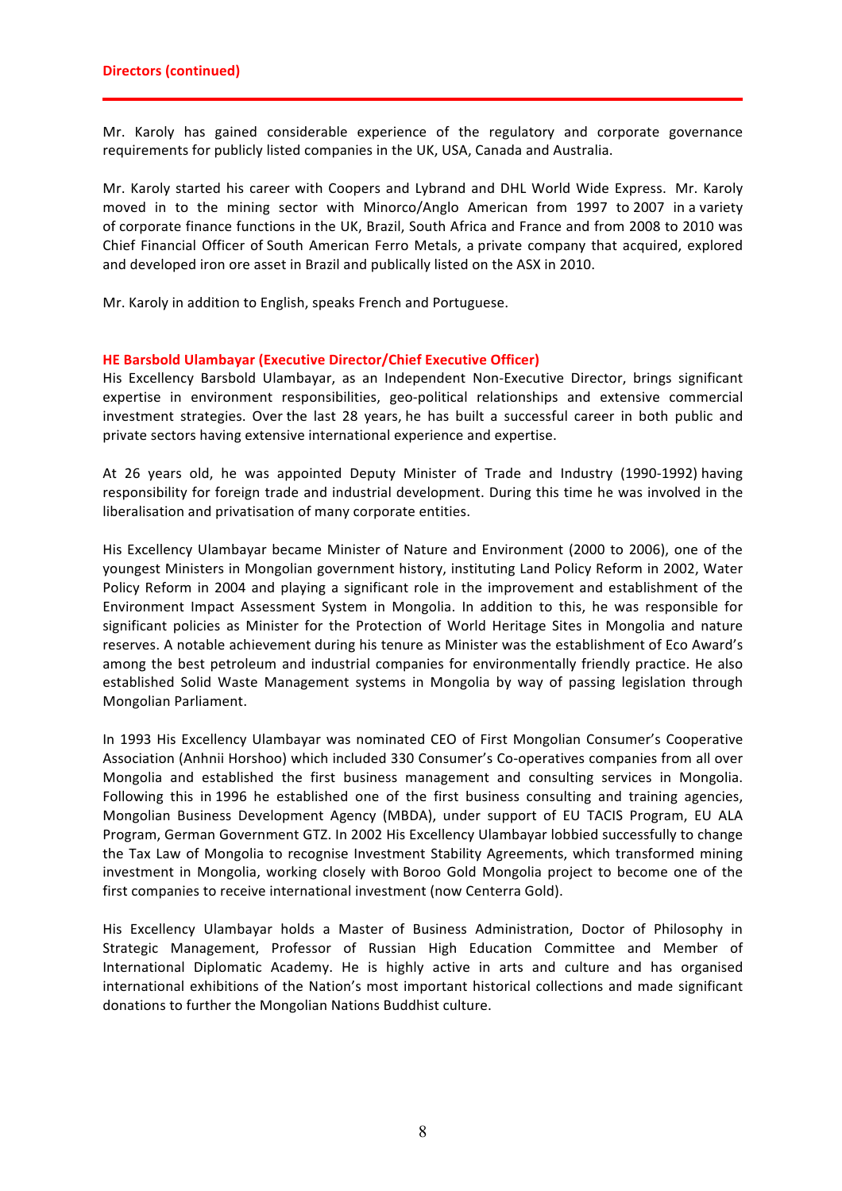## Directors (continued)

Mr. Karoly has gained considerable experience of the regulatory and corporate governance requirements for publicly listed companies in the UK, USA, Canada and Australia.

Mr. Karoly started his career with Coopers and Lybrand and DHL World Wide Express. Mr. Karoly moved in to the mining sector with Minorco/Anglo American from 1997 to 2007 in a variety of corporate finance functions in the UK, Brazil, South Africa and France and from 2008 to 2010 was Chief Financial Officer of South American Ferro Metals, a private company that acquired, explored and developed iron ore asset in Brazil and publically listed on the ASX in 2010.

Mr. Karoly in addition to English, speaks French and Portuguese.

### HE Barsbold Ulambayar (Executive Director/Chief Executive Officer)

His Excellency Barsbold Ulambayar, as an Independent Non-Executive Director, brings significant expertise in environment responsibilities, geo-political relationships and extensive commercial investment strategies. Over the last 28 years, he has built a successful career in both public and private sectors having extensive international experience and expertise.

At 26 years old, he was appointed Deputy Minister of Trade and Industry (1990-1992) having responsibility for foreign trade and industrial development. During this time he was involved in the liberalisation and privatisation of many corporate entities.

His Excellency Ulambayar became Minister of Nature and Environment (2000 to 2006), one of the youngest Ministers in Mongolian government history, instituting Land Policy Reform in 2002, Water Policy Reform in 2004 and playing a significant role in the improvement and establishment of the Environment Impact Assessment System in Mongolia. In addition to this, he was responsible for significant policies as Minister for the Protection of World Heritage Sites in Mongolia and nature reserves. A notable achievement during his tenure as Minister was the establishment of Eco Award's among the best petroleum and industrial companies for environmentally friendly practice. He also established Solid Waste Management systems in Mongolia by way of passing legislation through Mongolian Parliament.

In 1993 His Excellency Ulambayar was nominated CEO of First Mongolian Consumer's Cooperative Association (Anhnii Horshoo) which included 330 Consumer's Co-operatives companies from all over Mongolia and established the first business management and consulting services in Mongolia. Following this in 1996 he established one of the first business consulting and training agencies, Mongolian Business Development Agency (MBDA), under support of EU TACIS Program, EU ALA Program, German Government GTZ. In 2002 His Excellency Ulambayar lobbied successfully to change the Tax Law of Mongolia to recognise Investment Stability Agreements, which transformed mining investment in Mongolia, working closely with Boroo Gold Mongolia project to become one of the first companies to receive international investment (now Centerra Gold).

His Excellency Ulambayar holds a Master of Business Administration, Doctor of Philosophy in Strategic Management, Professor of Russian High Education Committee and Member of International Diplomatic Academy. He is highly active in arts and culture and has organised international exhibitions of the Nation's most important historical collections and made significant donations to further the Mongolian Nations Buddhist culture.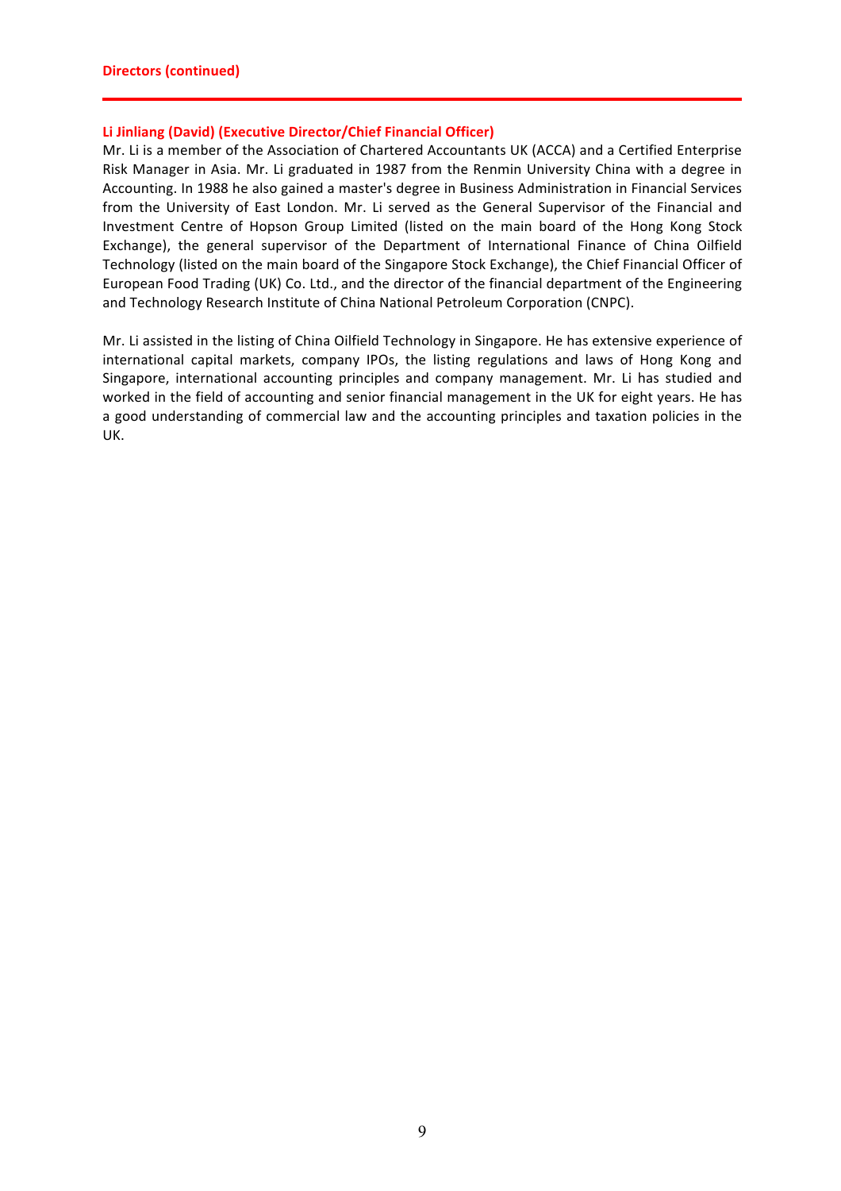## Directors (continued)

### Li Jinliang (David) (Executive Director/Chief Financial Officer)

Mr. Li is a member of the Association of Chartered Accountants UK (ACCA) and a Certified Enterprise Risk Manager in Asia. Mr. Li graduated in 1987 from the Renmin University China with a degree in Accounting. In 1988 he also gained a master's degree in Business Administration in Financial Services from the University of East London. Mr. Li served as the General Supervisor of the Financial and Investment Centre of Hopson Group Limited (listed on the main board of the Hong Kong Stock Exchange), the general supervisor of the Department of International Finance of China Oilfield Technology (listed on the main board of the Singapore Stock Exchange), the Chief Financial Officer of European Food Trading (UK) Co. Ltd., and the director of the financial department of the Engineering and Technology Research Institute of China National Petroleum Corporation (CNPC).

Mr. Li assisted in the listing of China Oilfield Technology in Singapore. He has extensive experience of international capital markets, company IPOs, the listing regulations and laws of Hong Kong and Singapore, international accounting principles and company management. Mr. Li has studied and worked in the field of accounting and senior financial management in the UK for eight years. He has a good understanding of commercial law and the accounting principles and taxation policies in the UK.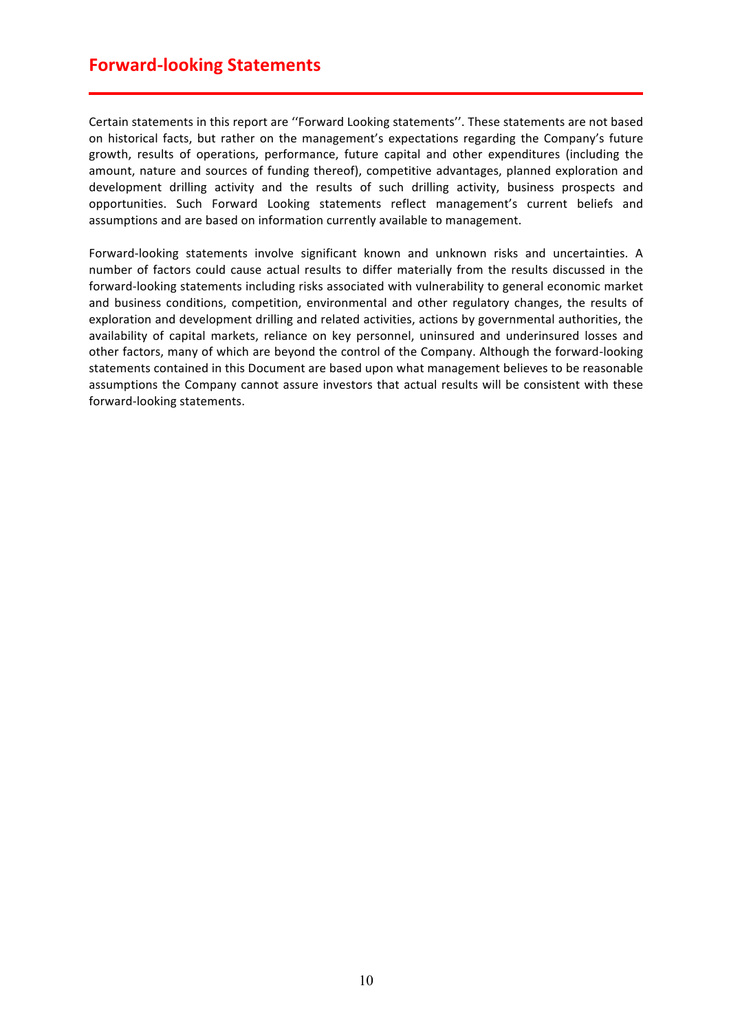# Forward-looking Statements

Certain statements in this report are ''Forward Looking statements''. These statements are not based on historical facts, but rather on the management's expectations regarding the Company's future growth, results of operations, performance, future capital and other expenditures (including the amount, nature and sources of funding thereof), competitive advantages, planned exploration and development drilling activity and the results of such drilling activity, business prospects and opportunities. Such Forward Looking statements reflect management's current beliefs and assumptions and are based on information currently available to management.

Forward-looking statements involve significant known and unknown risks and uncertainties. A number of factors could cause actual results to differ materially from the results discussed in the forward-looking statements including risks associated with vulnerability to general economic market and business conditions, competition, environmental and other regulatory changes, the results of exploration and development drilling and related activities, actions by governmental authorities, the availability of capital markets, reliance on key personnel, uninsured and underinsured losses and other factors, many of which are beyond the control of the Company. Although the forward-looking statements contained in this Document are based upon what management believes to be reasonable assumptions the Company cannot assure investors that actual results will be consistent with these forward-looking statements.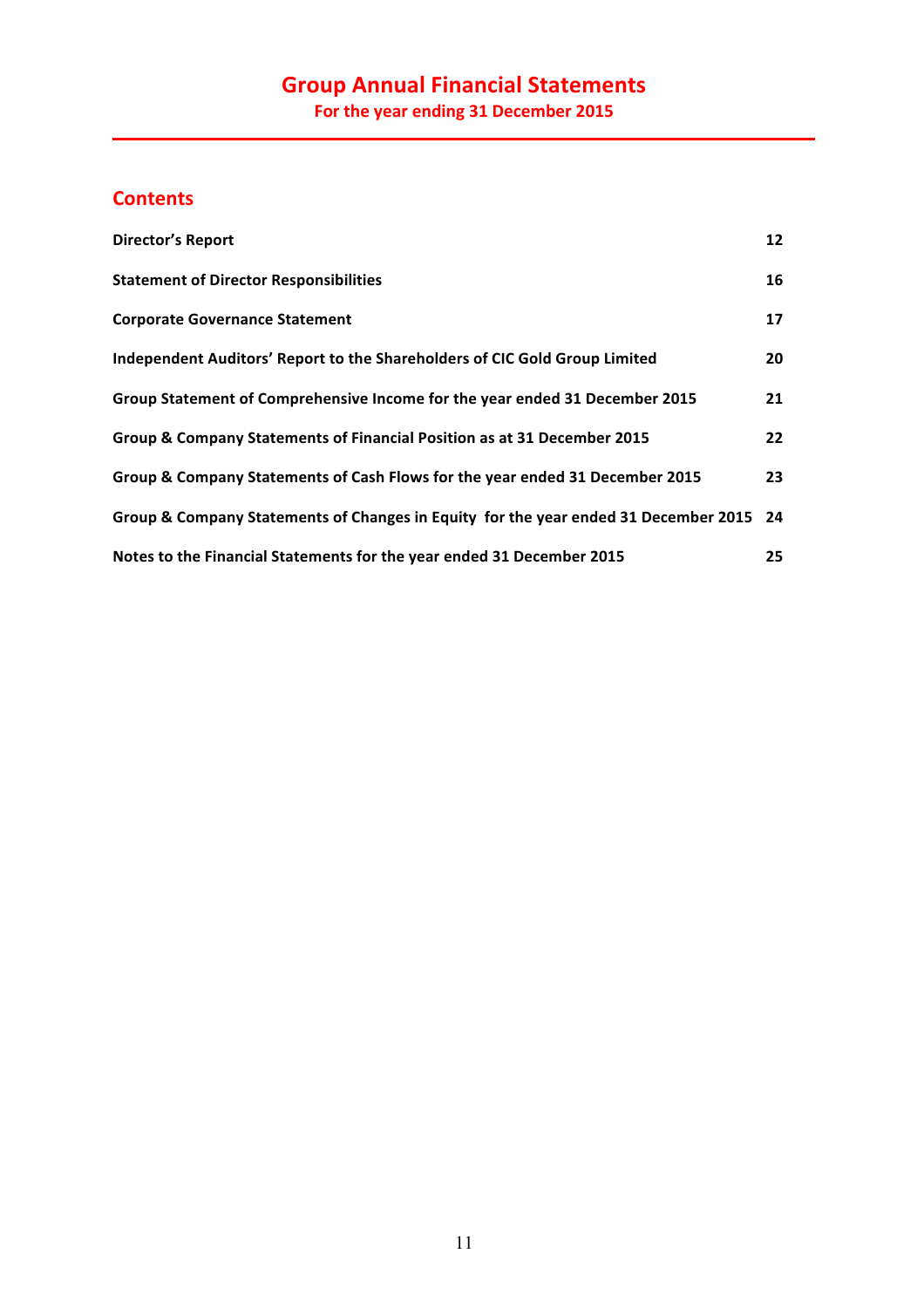# Group Annual Financial Statements

**For the year ending 31 December 2015**

## Contents

| | |
|---|---|
| **Director's Report** | **12** |
| **Statement of Director Responsibilities** | **16** |
| **Corporate Governance Statement** | **17** |
| **Independent Auditors' Report to the Shareholders of CIC Gold Group Limited** | **20** |
| **Group Statement of Comprehensive Income for the year ended 31 December 2015** | **21** |
| **Group & Company Statements of Financial Position as at 31 December 2015** | **22** |
| **Group & Company Statements of Cash Flows for the year ended 31 December 2015** | **23** |
| **Group & Company Statements of Changes in Equity for the year ended 31 December 2015** | **24** |
| **Notes to the Financial Statements for the year ended 31 December 2015** | **25** |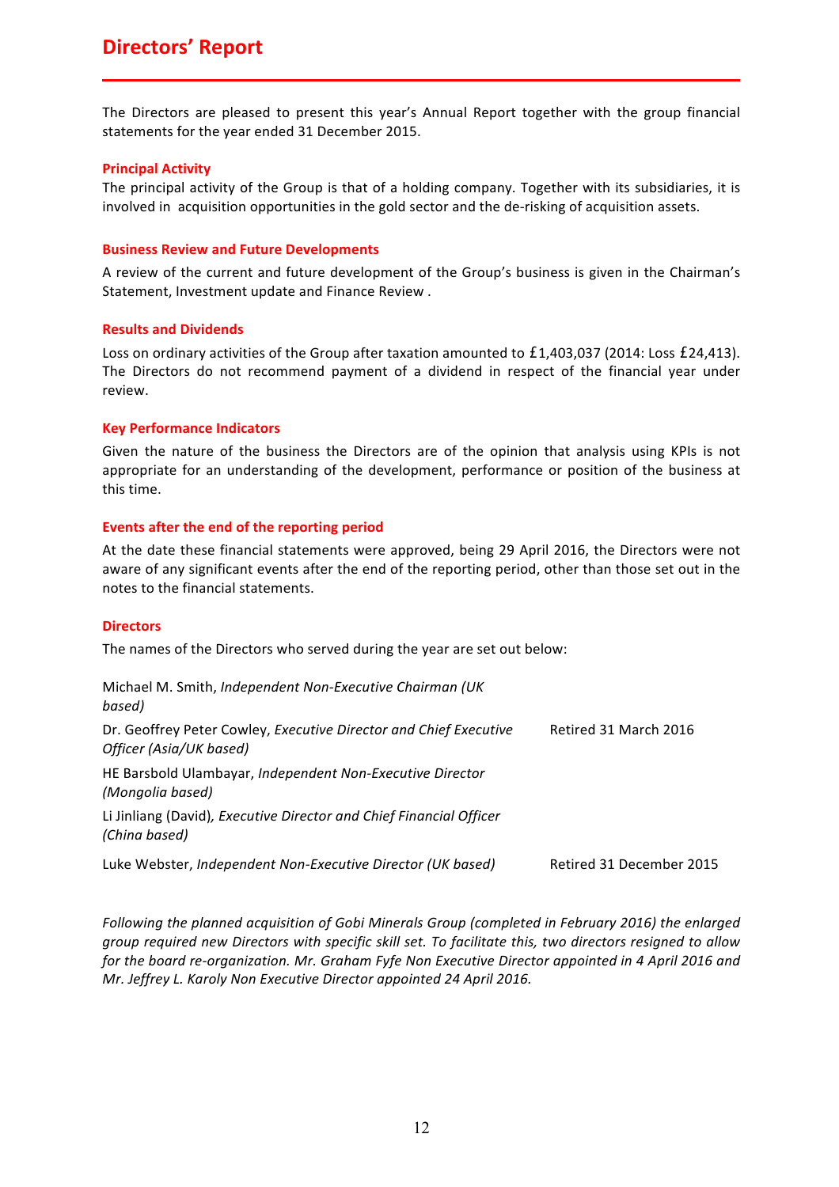# Directors' Report

The Directors are pleased to present this year's Annual Report together with the group financial statements for the year ended 31 December 2015.

## Principal Activity

The principal activity of the Group is that of a holding company. Together with its subsidiaries, it is involved in acquisition opportunities in the gold sector and the de-risking of acquisition assets.

## Business Review and Future Developments

A review of the current and future development of the Group's business is given in the Chairman's Statement, Investment update and Finance Review .

## Results and Dividends

Loss on ordinary activities of the Group after taxation amounted to £1,403,037 (2014: Loss £24,413). The Directors do not recommend payment of a dividend in respect of the financial year under review.

## Key Performance Indicators

Given the nature of the business the Directors are of the opinion that analysis using KPIs is not appropriate for an understanding of the development, performance or position of the business at this time.

## Events after the end of the reporting period

At the date these financial statements were approved, being 29 April 2016, the Directors were not aware of any significant events after the end of the reporting period, other than those set out in the notes to the financial statements.

## Directors

The names of the Directors who served during the year are set out below:

| | |
|---|---|
| Michael M. Smith, *Independent Non-Executive Chairman (UK based)* | |
| Dr. Geoffrey Peter Cowley, *Executive Director and Chief Executive Officer (Asia/UK based)* | Retired 31 March 2016 |
| HE Barsbold Ulambayar, *Independent Non-Executive Director (Mongolia based)* | |
| Li Jinliang (David), *Executive Director and Chief Financial Officer (China based)* | |
| Luke Webster, *Independent Non-Executive Director (UK based)* | Retired 31 December 2015 |

*Following the planned acquisition of Gobi Minerals Group (completed in February 2016) the enlarged group required new Directors with specific skill set. To facilitate this, two directors resigned to allow for the board re-organization. Mr. Graham Fyfe Non Executive Director appointed in 4 April 2016 and Mr. Jeffrey L. Karoly Non Executive Director appointed 24 April 2016.*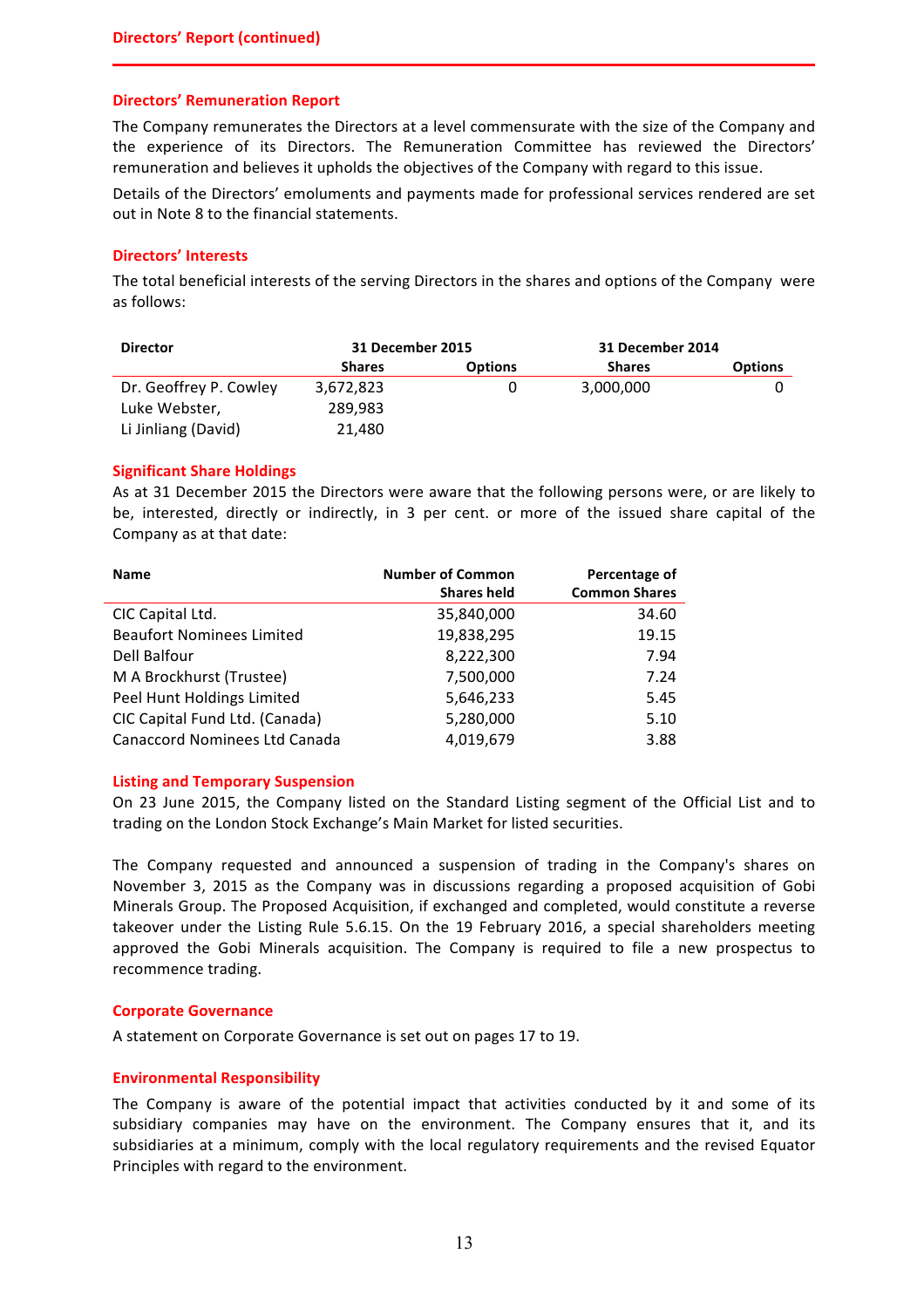## Directors' Remuneration Report

The Company remunerates the Directors at a level commensurate with the size of the Company and the experience of its Directors. The Remuneration Committee has reviewed the Directors' remuneration and believes it upholds the objectives of the Company with regard to this issue.

Details of the Directors' emoluments and payments made for professional services rendered are set out in Note 8 to the financial statements.

## Directors' Interests

The total beneficial interests of the serving Directors in the shares and options of the Company were as follows:

| Director | 31 December 2015 | | 31 December 2014 | |
|---|---|---|---|---|
| | Shares | Options | Shares | Options |
| Dr. Geoffrey P. Cowley | 3,672,823 | 0 | 3,000,000 | 0 |
| Luke Webster, | 289,983 | | | |
| Li Jinliang (David) | 21,480 | | | |

## Significant Share Holdings

As at 31 December 2015 the Directors were aware that the following persons were, or are likely to be, interested, directly or indirectly, in 3 per cent. or more of the issued share capital of the Company as at that date:

| Name | Number of Common Shares held | Percentage of Common Shares |
|---|---|---|
| CIC Capital Ltd. | 35,840,000 | 34.60 |
| Beaufort Nominees Limited | 19,838,295 | 19.15 |
| Dell Balfour | 8,222,300 | 7.94 |
| M A Brockhurst (Trustee) | 7,500,000 | 7.24 |
| Peel Hunt Holdings Limited | 5,646,233 | 5.45 |
| CIC Capital Fund Ltd. (Canada) | 5,280,000 | 5.10 |
| Canaccord Nominees Ltd Canada | 4,019,679 | 3.88 |

## Listing and Temporary Suspension

On 23 June 2015, the Company listed on the Standard Listing segment of the Official List and to trading on the London Stock Exchange's Main Market for listed securities.

The Company requested and announced a suspension of trading in the Company's shares on November 3, 2015 as the Company was in discussions regarding a proposed acquisition of Gobi Minerals Group. The Proposed Acquisition, if exchanged and completed, would constitute a reverse takeover under the Listing Rule 5.6.15. On the 19 February 2016, a special shareholders meeting approved the Gobi Minerals acquisition. The Company is required to file a new prospectus to recommence trading.

## Corporate Governance

A statement on Corporate Governance is set out on pages 17 to 19.

## Environmental Responsibility

The Company is aware of the potential impact that activities conducted by it and some of its subsidiary companies may have on the environment. The Company ensures that it, and its subsidiaries at a minimum, comply with the local regulatory requirements and the revised Equator Principles with regard to the environment.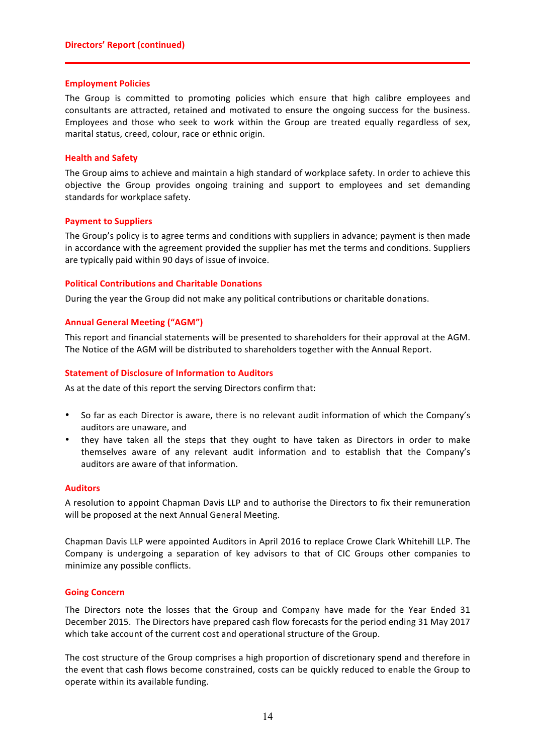## Employment Policies

The Group is committed to promoting policies which ensure that high calibre employees and consultants are attracted, retained and motivated to ensure the ongoing success for the business. Employees and those who seek to work within the Group are treated equally regardless of sex, marital status, creed, colour, race or ethnic origin.

## Health and Safety

The Group aims to achieve and maintain a high standard of workplace safety. In order to achieve this objective the Group provides ongoing training and support to employees and set demanding standards for workplace safety.

## Payment to Suppliers

The Group's policy is to agree terms and conditions with suppliers in advance; payment is then made in accordance with the agreement provided the supplier has met the terms and conditions. Suppliers are typically paid within 90 days of issue of invoice.

## Political Contributions and Charitable Donations

During the year the Group did not make any political contributions or charitable donations.

## Annual General Meeting ("AGM")

This report and financial statements will be presented to shareholders for their approval at the AGM. The Notice of the AGM will be distributed to shareholders together with the Annual Report.

## Statement of Disclosure of Information to Auditors

As at the date of this report the serving Directors confirm that:

- So far as each Director is aware, there is no relevant audit information of which the Company's auditors are unaware, and
- they have taken all the steps that they ought to have taken as Directors in order to make themselves aware of any relevant audit information and to establish that the Company's auditors are aware of that information.

## Auditors

A resolution to appoint Chapman Davis LLP and to authorise the Directors to fix their remuneration will be proposed at the next Annual General Meeting.

Chapman Davis LLP were appointed Auditors in April 2016 to replace Crowe Clark Whitehill LLP. The Company is undergoing a separation of key advisors to that of CIC Groups other companies to minimize any possible conflicts.

## Going Concern

The Directors note the losses that the Group and Company have made for the Year Ended 31 December 2015. The Directors have prepared cash flow forecasts for the period ending 31 May 2017 which take account of the current cost and operational structure of the Group.

The cost structure of the Group comprises a high proportion of discretionary spend and therefore in the event that cash flows become constrained, costs can be quickly reduced to enable the Group to operate within its available funding.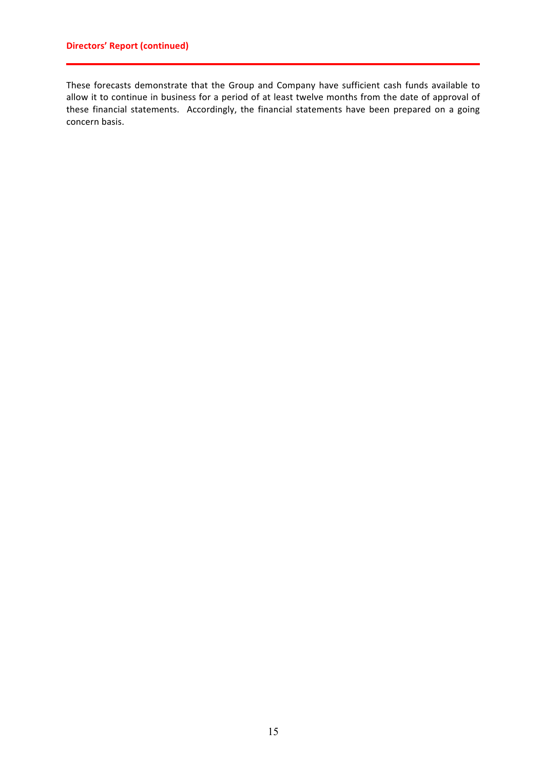These forecasts demonstrate that the Group and Company have sufficient cash funds available to allow it to continue in business for a period of at least twelve months from the date of approval of these financial statements.  Accordingly, the financial statements have been prepared on a going concern basis.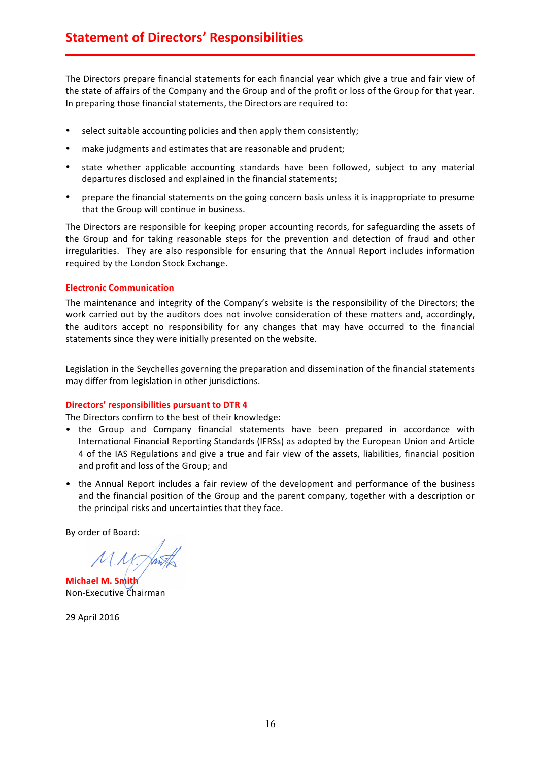# Statement of Directors' Responsibilities

The Directors prepare financial statements for each financial year which give a true and fair view of the state of affairs of the Company and the Group and of the profit or loss of the Group for that year. In preparing those financial statements, the Directors are required to:

- select suitable accounting policies and then apply them consistently;
- make judgments and estimates that are reasonable and prudent;
- state whether applicable accounting standards have been followed, subject to any material departures disclosed and explained in the financial statements;
- prepare the financial statements on the going concern basis unless it is inappropriate to presume that the Group will continue in business.

The Directors are responsible for keeping proper accounting records, for safeguarding the assets of the Group and for taking reasonable steps for the prevention and detection of fraud and other irregularities. They are also responsible for ensuring that the Annual Report includes information required by the London Stock Exchange.

### Electronic Communication

The maintenance and integrity of the Company's website is the responsibility of the Directors; the work carried out by the auditors does not involve consideration of these matters and, accordingly, the auditors accept no responsibility for any changes that may have occurred to the financial statements since they were initially presented on the website.

Legislation in the Seychelles governing the preparation and dissemination of the financial statements may differ from legislation in other jurisdictions.

### Directors' responsibilities pursuant to DTR 4

The Directors confirm to the best of their knowledge:

- the Group and Company financial statements have been prepared in accordance with International Financial Reporting Standards (IFRSs) as adopted by the European Union and Article 4 of the IAS Regulations and give a true and fair view of the assets, liabilities, financial position and profit and loss of the Group; and
- the Annual Report includes a fair review of the development and performance of the business and the financial position of the Group and the parent company, together with a description or the principal risks and uncertainties that they face.

By order of Board:

**Michael M. Smith**
Non-Executive Chairman

29 April 2016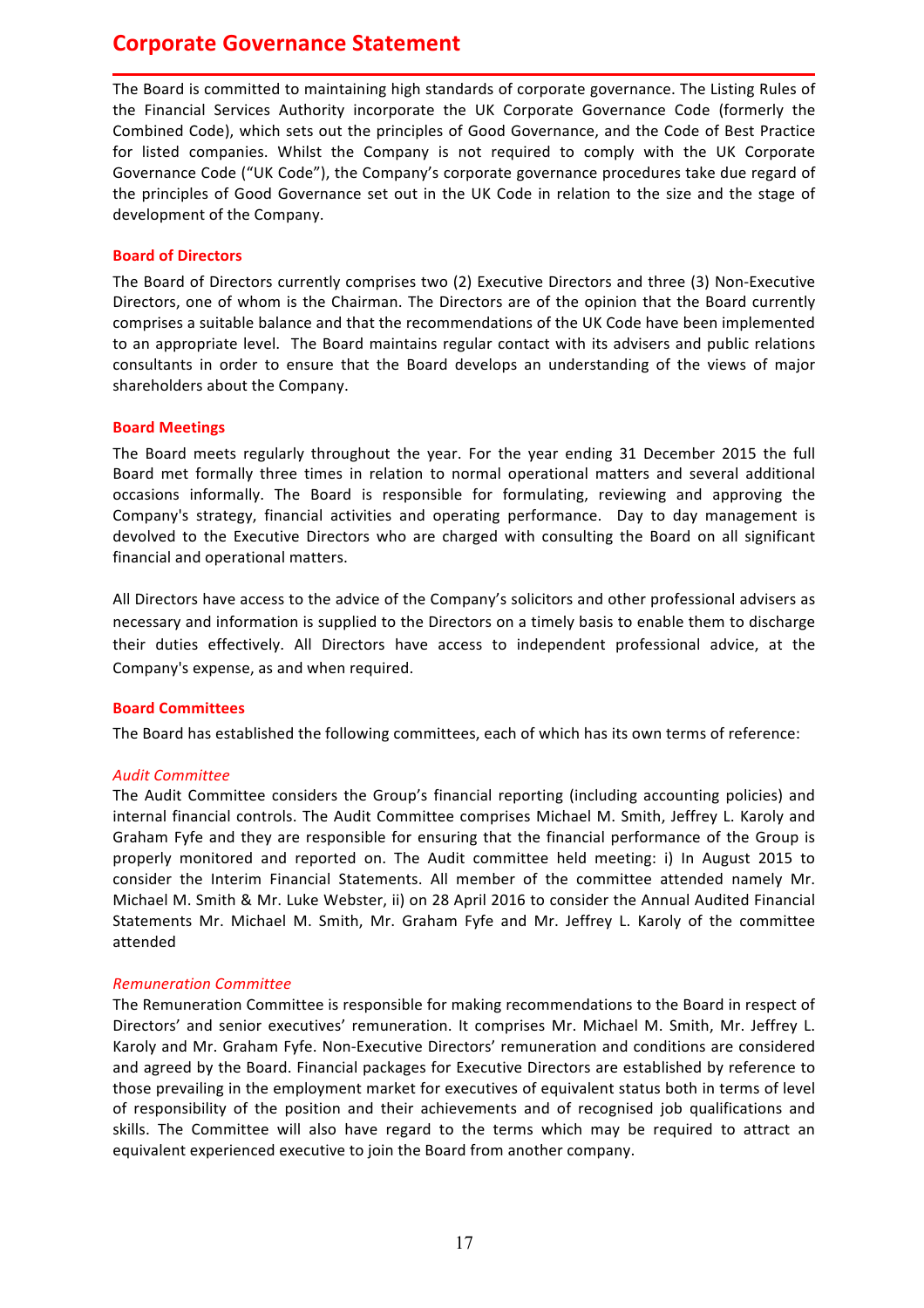# Corporate Governance Statement

The Board is committed to maintaining high standards of corporate governance. The Listing Rules of the Financial Services Authority incorporate the UK Corporate Governance Code (formerly the Combined Code), which sets out the principles of Good Governance, and the Code of Best Practice for listed companies. Whilst the Company is not required to comply with the UK Corporate Governance Code ("UK Code"), the Company's corporate governance procedures take due regard of the principles of Good Governance set out in the UK Code in relation to the size and the stage of development of the Company.

## Board of Directors

The Board of Directors currently comprises two (2) Executive Directors and three (3) Non-Executive Directors, one of whom is the Chairman. The Directors are of the opinion that the Board currently comprises a suitable balance and that the recommendations of the UK Code have been implemented to an appropriate level. The Board maintains regular contact with its advisers and public relations consultants in order to ensure that the Board develops an understanding of the views of major shareholders about the Company.

## Board Meetings

The Board meets regularly throughout the year. For the year ending 31 December 2015 the full Board met formally three times in relation to normal operational matters and several additional occasions informally. The Board is responsible for formulating, reviewing and approving the Company's strategy, financial activities and operating performance. Day to day management is devolved to the Executive Directors who are charged with consulting the Board on all significant financial and operational matters.

All Directors have access to the advice of the Company's solicitors and other professional advisers as necessary and information is supplied to the Directors on a timely basis to enable them to discharge their duties effectively. All Directors have access to independent professional advice, at the Company's expense, as and when required.

## Board Committees

The Board has established the following committees, each of which has its own terms of reference:

### *Audit Committee*

The Audit Committee considers the Group's financial reporting (including accounting policies) and internal financial controls. The Audit Committee comprises Michael M. Smith, Jeffrey L. Karoly and Graham Fyfe and they are responsible for ensuring that the financial performance of the Group is properly monitored and reported on. The Audit committee held meeting: i) In August 2015 to consider the Interim Financial Statements. All member of the committee attended namely Mr. Michael M. Smith & Mr. Luke Webster, ii) on 28 April 2016 to consider the Annual Audited Financial Statements Mr. Michael M. Smith, Mr. Graham Fyfe and Mr. Jeffrey L. Karoly of the committee attended

### *Remuneration Committee*

The Remuneration Committee is responsible for making recommendations to the Board in respect of Directors' and senior executives' remuneration. It comprises Mr. Michael M. Smith, Mr. Jeffrey L. Karoly and Mr. Graham Fyfe. Non-Executive Directors' remuneration and conditions are considered and agreed by the Board. Financial packages for Executive Directors are established by reference to those prevailing in the employment market for executives of equivalent status both in terms of level of responsibility of the position and their achievements and of recognised job qualifications and skills. The Committee will also have regard to the terms which may be required to attract an equivalent experienced executive to join the Board from another company.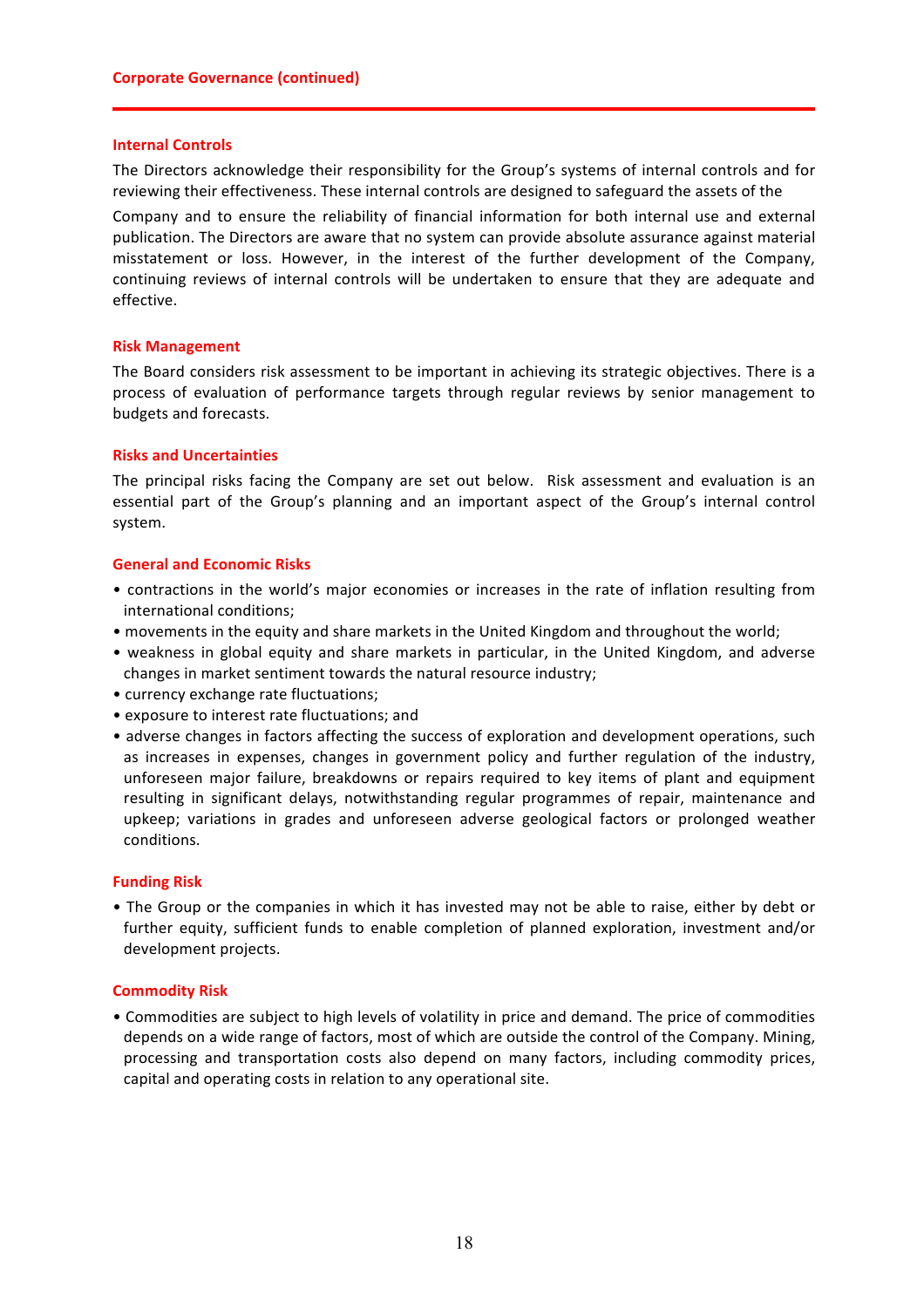## Internal Controls

The Directors acknowledge their responsibility for the Group's systems of internal controls and for reviewing their effectiveness. These internal controls are designed to safeguard the assets of the Company and to ensure the reliability of financial information for both internal use and external publication. The Directors are aware that no system can provide absolute assurance against material misstatement or loss. However, in the interest of the further development of the Company, continuing reviews of internal controls will be undertaken to ensure that they are adequate and effective.

## Risk Management

The Board considers risk assessment to be important in achieving its strategic objectives. There is a process of evaluation of performance targets through regular reviews by senior management to budgets and forecasts.

## Risks and Uncertainties

The principal risks facing the Company are set out below. Risk assessment and evaluation is an essential part of the Group's planning and an important aspect of the Group's internal control system.

## General and Economic Risks

- contractions in the world's major economies or increases in the rate of inflation resulting from international conditions;
- movements in the equity and share markets in the United Kingdom and throughout the world;
- weakness in global equity and share markets in particular, in the United Kingdom, and adverse changes in market sentiment towards the natural resource industry;
- currency exchange rate fluctuations;
- exposure to interest rate fluctuations; and
- adverse changes in factors affecting the success of exploration and development operations, such as increases in expenses, changes in government policy and further regulation of the industry, unforeseen major failure, breakdowns or repairs required to key items of plant and equipment resulting in significant delays, notwithstanding regular programmes of repair, maintenance and upkeep; variations in grades and unforeseen adverse geological factors or prolonged weather conditions.

## Funding Risk

- The Group or the companies in which it has invested may not be able to raise, either by debt or further equity, sufficient funds to enable completion of planned exploration, investment and/or development projects.

## Commodity Risk

- Commodities are subject to high levels of volatility in price and demand. The price of commodities depends on a wide range of factors, most of which are outside the control of the Company. Mining, processing and transportation costs also depend on many factors, including commodity prices, capital and operating costs in relation to any operational site.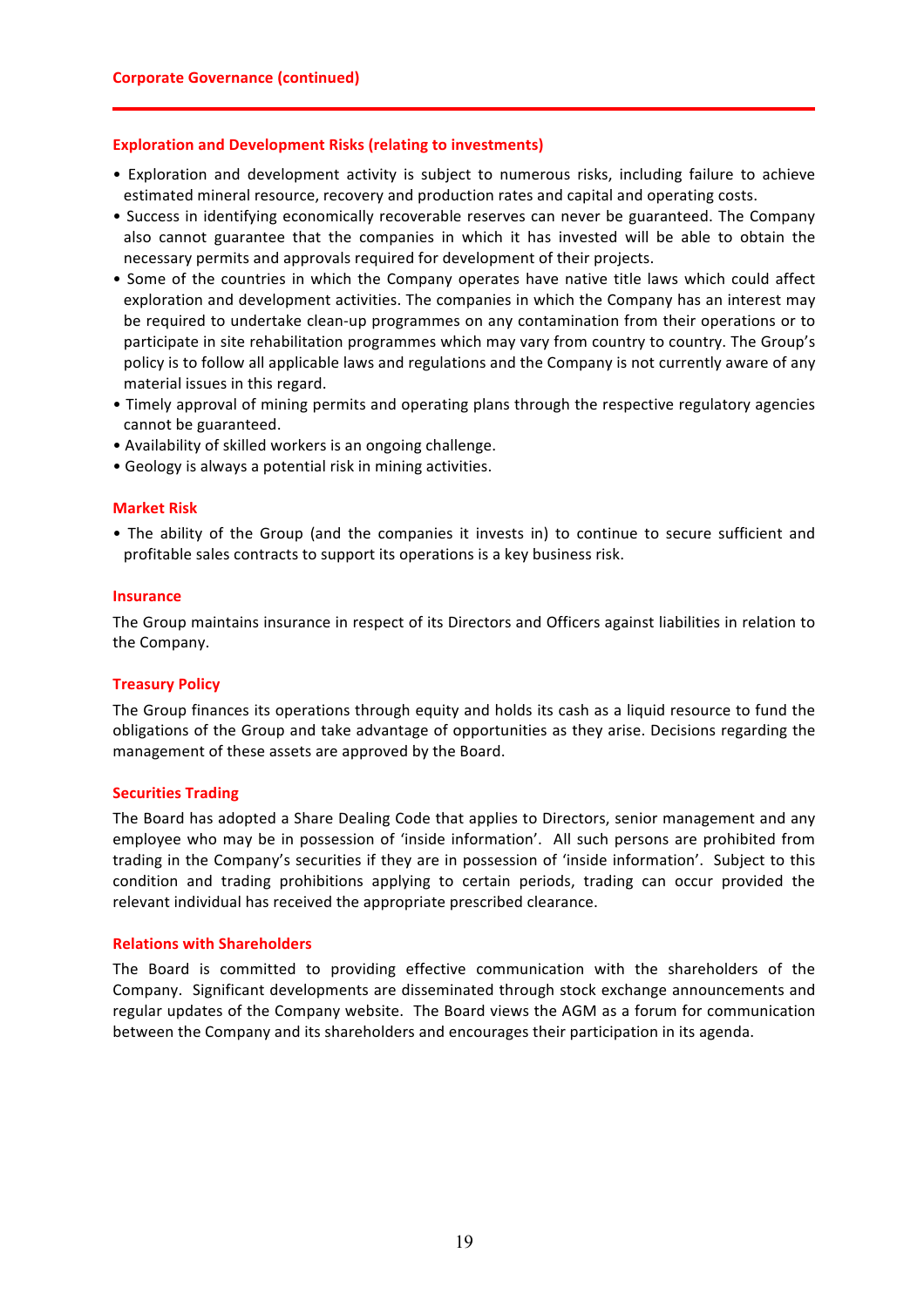## Corporate Governance (continued)

### Exploration and Development Risks (relating to investments)

- Exploration and development activity is subject to numerous risks, including failure to achieve estimated mineral resource, recovery and production rates and capital and operating costs.
- Success in identifying economically recoverable reserves can never be guaranteed. The Company also cannot guarantee that the companies in which it has invested will be able to obtain the necessary permits and approvals required for development of their projects.
- Some of the countries in which the Company operates have native title laws which could affect exploration and development activities. The companies in which the Company has an interest may be required to undertake clean-up programmes on any contamination from their operations or to participate in site rehabilitation programmes which may vary from country to country. The Group's policy is to follow all applicable laws and regulations and the Company is not currently aware of any material issues in this regard.
- Timely approval of mining permits and operating plans through the respective regulatory agencies cannot be guaranteed.
- Availability of skilled workers is an ongoing challenge.
- Geology is always a potential risk in mining activities.

### Market Risk

- The ability of the Group (and the companies it invests in) to continue to secure sufficient and profitable sales contracts to support its operations is a key business risk.

### Insurance

The Group maintains insurance in respect of its Directors and Officers against liabilities in relation to the Company.

### Treasury Policy

The Group finances its operations through equity and holds its cash as a liquid resource to fund the obligations of the Group and take advantage of opportunities as they arise. Decisions regarding the management of these assets are approved by the Board.

### Securities Trading

The Board has adopted a Share Dealing Code that applies to Directors, senior management and any employee who may be in possession of 'inside information'. All such persons are prohibited from trading in the Company's securities if they are in possession of 'inside information'. Subject to this condition and trading prohibitions applying to certain periods, trading can occur provided the relevant individual has received the appropriate prescribed clearance.

### Relations with Shareholders

The Board is committed to providing effective communication with the shareholders of the Company. Significant developments are disseminated through stock exchange announcements and regular updates of the Company website. The Board views the AGM as a forum for communication between the Company and its shareholders and encourages their participation in its agenda.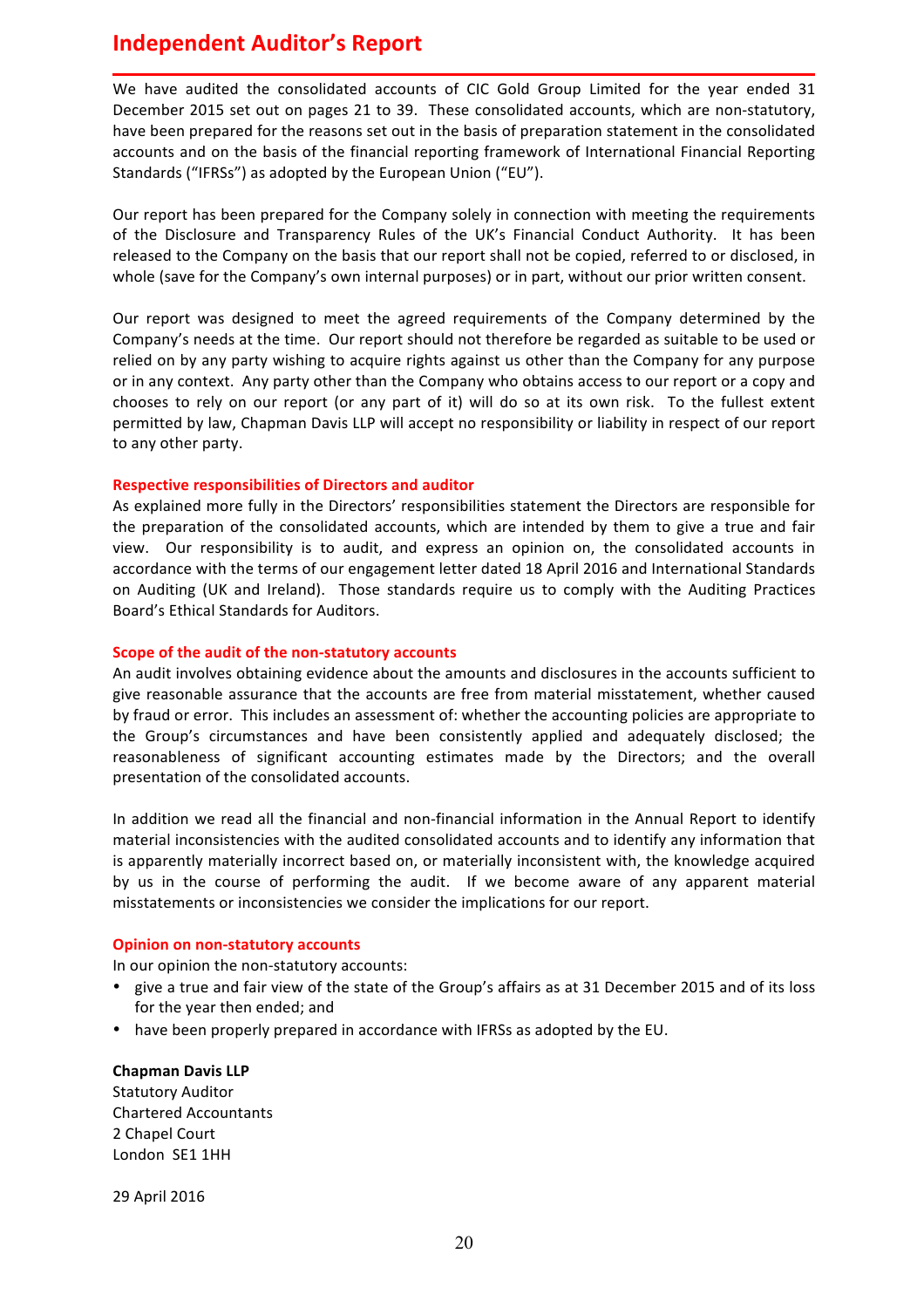# Independent Auditor's Report

We have audited the consolidated accounts of CIC Gold Group Limited for the year ended 31 December 2015 set out on pages 21 to 39. These consolidated accounts, which are non-statutory, have been prepared for the reasons set out in the basis of preparation statement in the consolidated accounts and on the basis of the financial reporting framework of International Financial Reporting Standards ("IFRSs") as adopted by the European Union ("EU").

Our report has been prepared for the Company solely in connection with meeting the requirements of the Disclosure and Transparency Rules of the UK's Financial Conduct Authority. It has been released to the Company on the basis that our report shall not be copied, referred to or disclosed, in whole (save for the Company's own internal purposes) or in part, without our prior written consent.

Our report was designed to meet the agreed requirements of the Company determined by the Company's needs at the time. Our report should not therefore be regarded as suitable to be used or relied on by any party wishing to acquire rights against us other than the Company for any purpose or in any context. Any party other than the Company who obtains access to our report or a copy and chooses to rely on our report (or any part of it) will do so at its own risk. To the fullest extent permitted by law, Chapman Davis LLP will accept no responsibility or liability in respect of our report to any other party.

### Respective responsibilities of Directors and auditor

As explained more fully in the Directors' responsibilities statement the Directors are responsible for the preparation of the consolidated accounts, which are intended by them to give a true and fair view. Our responsibility is to audit, and express an opinion on, the consolidated accounts in accordance with the terms of our engagement letter dated 18 April 2016 and International Standards on Auditing (UK and Ireland). Those standards require us to comply with the Auditing Practices Board's Ethical Standards for Auditors.

### Scope of the audit of the non-statutory accounts

An audit involves obtaining evidence about the amounts and disclosures in the accounts sufficient to give reasonable assurance that the accounts are free from material misstatement, whether caused by fraud or error. This includes an assessment of: whether the accounting policies are appropriate to the Group's circumstances and have been consistently applied and adequately disclosed; the reasonableness of significant accounting estimates made by the Directors; and the overall presentation of the consolidated accounts.

In addition we read all the financial and non-financial information in the Annual Report to identify material inconsistencies with the audited consolidated accounts and to identify any information that is apparently materially incorrect based on, or materially inconsistent with, the knowledge acquired by us in the course of performing the audit. If we become aware of any apparent material misstatements or inconsistencies we consider the implications for our report.

### Opinion on non-statutory accounts

In our opinion the non-statutory accounts:

- give a true and fair view of the state of the Group's affairs as at 31 December 2015 and of its loss for the year then ended; and
- have been properly prepared in accordance with IFRSs as adopted by the EU.

**Chapman Davis LLP**
Statutory Auditor
Chartered Accountants
2 Chapel Court
London SE1 1HH

29 April 2016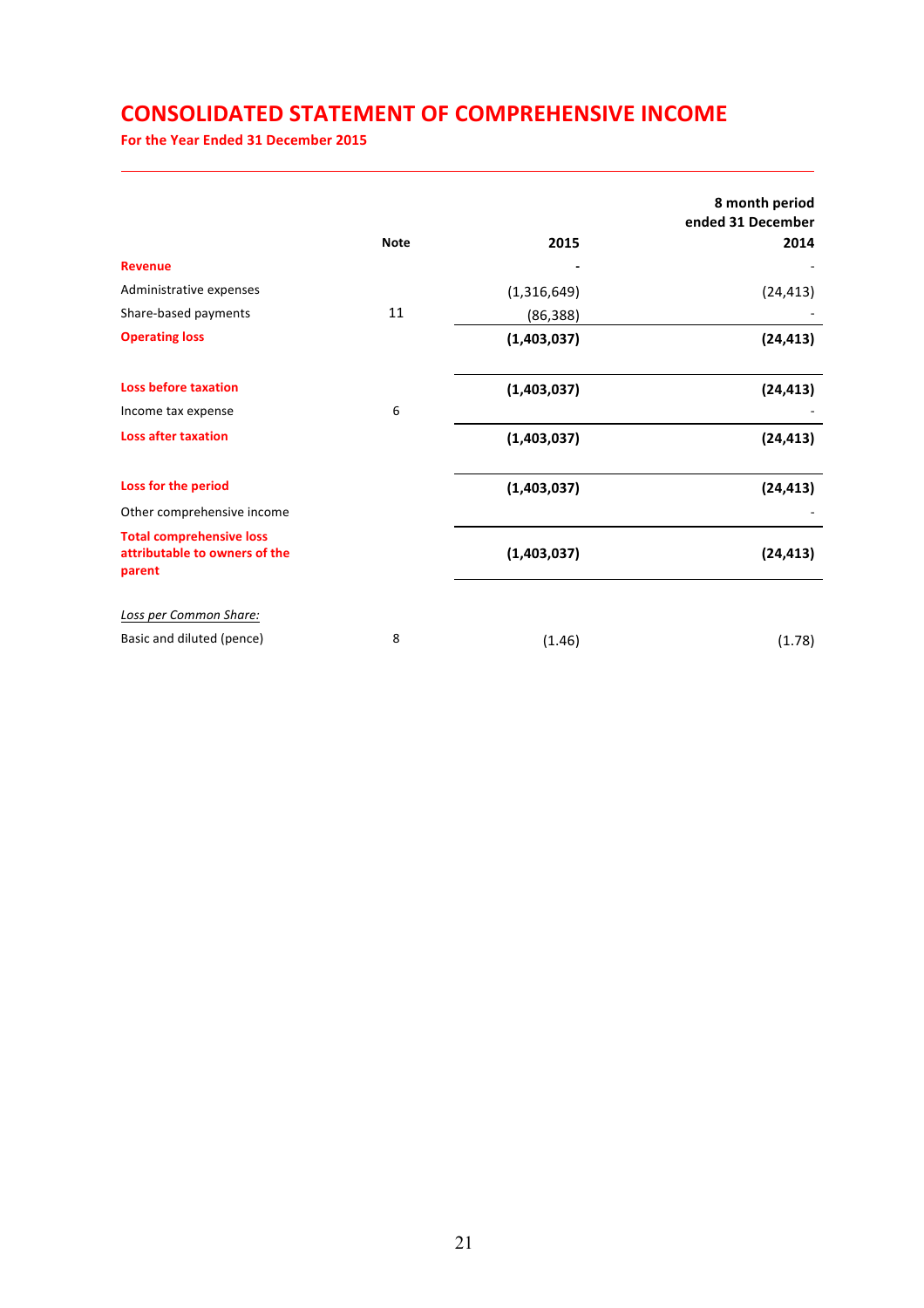# CONSOLIDATED STATEMENT OF COMPREHENSIVE INCOME

**For the Year Ended 31 December 2015**

| | Note | 2015 | 8 month period ended 31 December 2014 |
|---|---|---|---|
| **Revenue** | | **-** | - |
| Administrative expenses | | (1,316,649) | (24,413) |
| Share-based payments | 11 | (86,388) | - |
| **Operating loss** | | **(1,403,037)** | **(24,413)** |
| **Loss before taxation** | | **(1,403,037)** | **(24,413)** |
| Income tax expense | 6 | | - |
| **Loss after taxation** | | **(1,403,037)** | **(24,413)** |
| **Loss for the period** | | **(1,403,037)** | **(24,413)** |
| Other comprehensive income | | | - |
| **Total comprehensive loss attributable to owners of the parent** | | **(1,403,037)** | **(24,413)** |
| *Loss per Common Share:* | | | |
| Basic and diluted (pence) | 8 | (1.46) | (1.78) |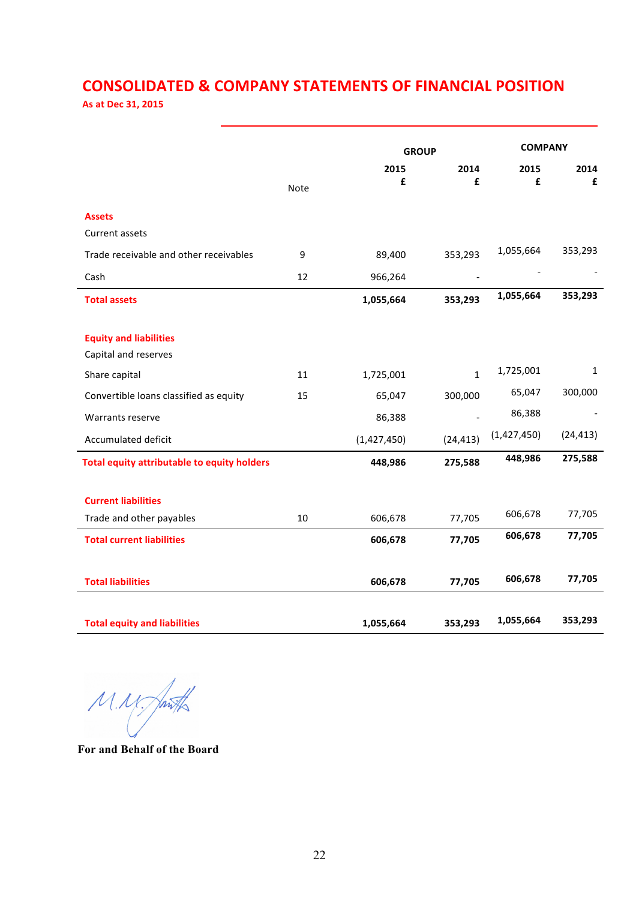# CONSOLIDATED & COMPANY STATEMENTS OF FINANCIAL POSITION

**As at Dec 31, 2015**

| | Note | GROUP | | COMPANY | |
|---|---|---|---|---|---|
| | | 2015 £ | 2014 £ | 2015 £ | 2014 £ |
| **Assets** | | | | | |
| Current assets | | | | | |
| Trade receivable and other receivables | 9 | 89,400 | 353,293 | 1,055,664 | 353,293 |
| Cash | 12 | 966,264 | - | - | - |
| **Total assets** | | **1,055,664** | **353,293** | **1,055,664** | **353,293** |
| **Equity and liabilities** | | | | | |
| Capital and reserves | | | | | |
| Share capital | 11 | 1,725,001 | 1 | 1,725,001 | 1 |
| Convertible loans classified as equity | 15 | 65,047 | 300,000 | 65,047 | 300,000 |
| Warrants reserve | | 86,388 | - | 86,388 | - |
| Accumulated deficit | | (1,427,450) | (24,413) | (1,427,450) | (24,413) |
| **Total equity attributable to equity holders** | | **448,986** | **275,588** | **448,986** | **275,588** |
| **Current liabilities** | | | | | |
| Trade and other payables | 10 | 606,678 | 77,705 | 606,678 | 77,705 |
| **Total current liabilities** | | **606,678** | **77,705** | **606,678** | **77,705** |
| **Total liabilities** | | **606,678** | **77,705** | **606,678** | **77,705** |
| **Total equity and liabilities** | | **1,055,664** | **353,293** | **1,055,664** | **353,293** |

**For and Behalf of the Board**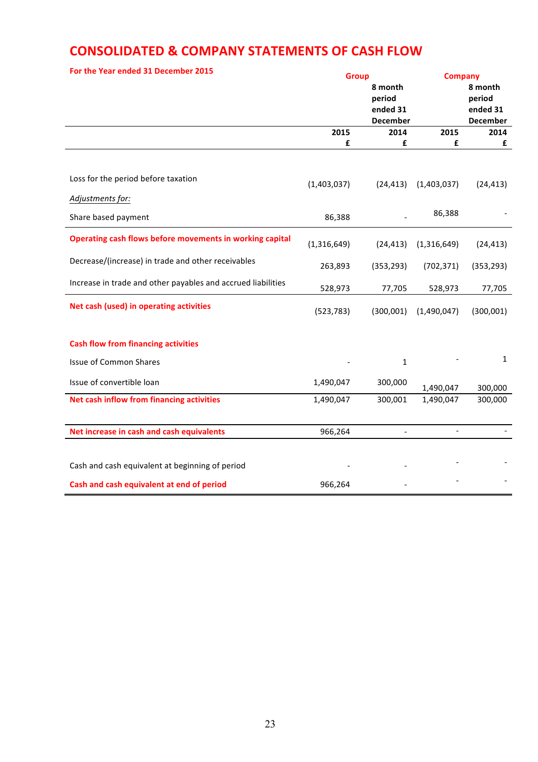# CONSOLIDATED & COMPANY STATEMENTS OF CASH FLOW

**For the Year ended 31 December 2015**

| | Group | | Company | |
|---|---|---|---|---|
| | 2015 £ | 8 month period ended 31 December 2014 £ | 2015 £ | 8 month period ended 31 December 2014 £ |
| Loss for the period before taxation | (1,403,037) | (24,413) | (1,403,037) | (24,413) |
| *Adjustments for:* | | | | |
| Share based payment | 86,388 | - | 86,388 | - |
| **Operating cash flows before movements in working capital** | (1,316,649) | (24,413) | (1,316,649) | (24,413) |
| Decrease/(increase) in trade and other receivables | 263,893 | (353,293) | (702,371) | (353,293) |
| Increase in trade and other payables and accrued liabilities | 528,973 | 77,705 | 528,973 | 77,705 |
| **Net cash (used) in operating activities** | (523,783) | (300,001) | (1,490,047) | (300,001) |
| **Cash flow from financing activities** | | | | |
| Issue of Common Shares | - | 1 | - | 1 |
| Issue of convertible loan | 1,490,047 | 300,000 | 1,490,047 | 300,000 |
| **Net cash inflow from financing activities** | 1,490,047 | 300,001 | 1,490,047 | 300,000 |
| **Net increase in cash and cash equivalents** | 966,264 | - | - | - |
| Cash and cash equivalent at beginning of period | - | - | - | - |
| **Cash and cash equivalent at end of period** | 966,264 | - | - | - |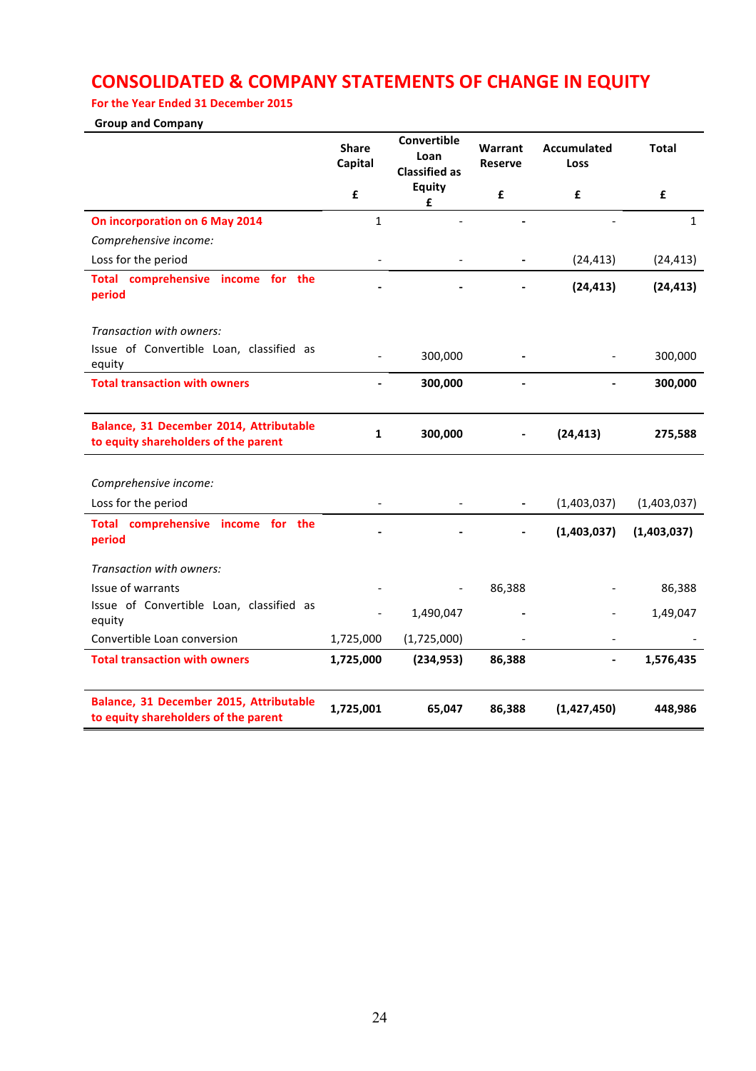# CONSOLIDATED & COMPANY STATEMENTS OF CHANGE IN EQUITY

**For the Year Ended 31 December 2015**

**Group and Company**

| | Share Capital £ | Convertible Loan Classified as Equity £ | Warrant Reserve £ | Accumulated Loss £ | Total £ |
|---|---|---|---|---|---|
| **On incorporation on 6 May 2014** | 1 | - | - | - | 1 |
| *Comprehensive income:* | | | | | |
| Loss for the period | - | - | - | (24,413) | (24,413) |
| **Total comprehensive income for the period** | **-** | **-** | **-** | **(24,413)** | **(24,413)** |
| *Transaction with owners:* | | | | | |
| Issue of Convertible Loan, classified as equity | - | 300,000 | - | - | 300,000 |
| **Total transaction with owners** | **-** | **300,000** | **-** | **-** | **300,000** |
| **Balance, 31 December 2014, Attributable to equity shareholders of the parent** | **1** | **300,000** | **-** | **(24,413)** | **275,588** |
| *Comprehensive income:* | | | | | |
| Loss for the period | - | - | - | (1,403,037) | (1,403,037) |
| **Total comprehensive income for the period** | **-** | **-** | **-** | **(1,403,037)** | **(1,403,037)** |
| *Transaction with owners:* | | | | | |
| Issue of warrants | - | - | 86,388 | - | 86,388 |
| Issue of Convertible Loan, classified as equity | - | 1,490,047 | - | - | 1,49,047 |
| Convertible Loan conversion | 1,725,000 | (1,725,000) | - | - | - |
| **Total transaction with owners** | **1,725,000** | **(234,953)** | **86,388** | **-** | **1,576,435** |
| **Balance, 31 December 2015, Attributable to equity shareholders of the parent** | **1,725,001** | **65,047** | **86,388** | **(1,427,450)** | **448,986** |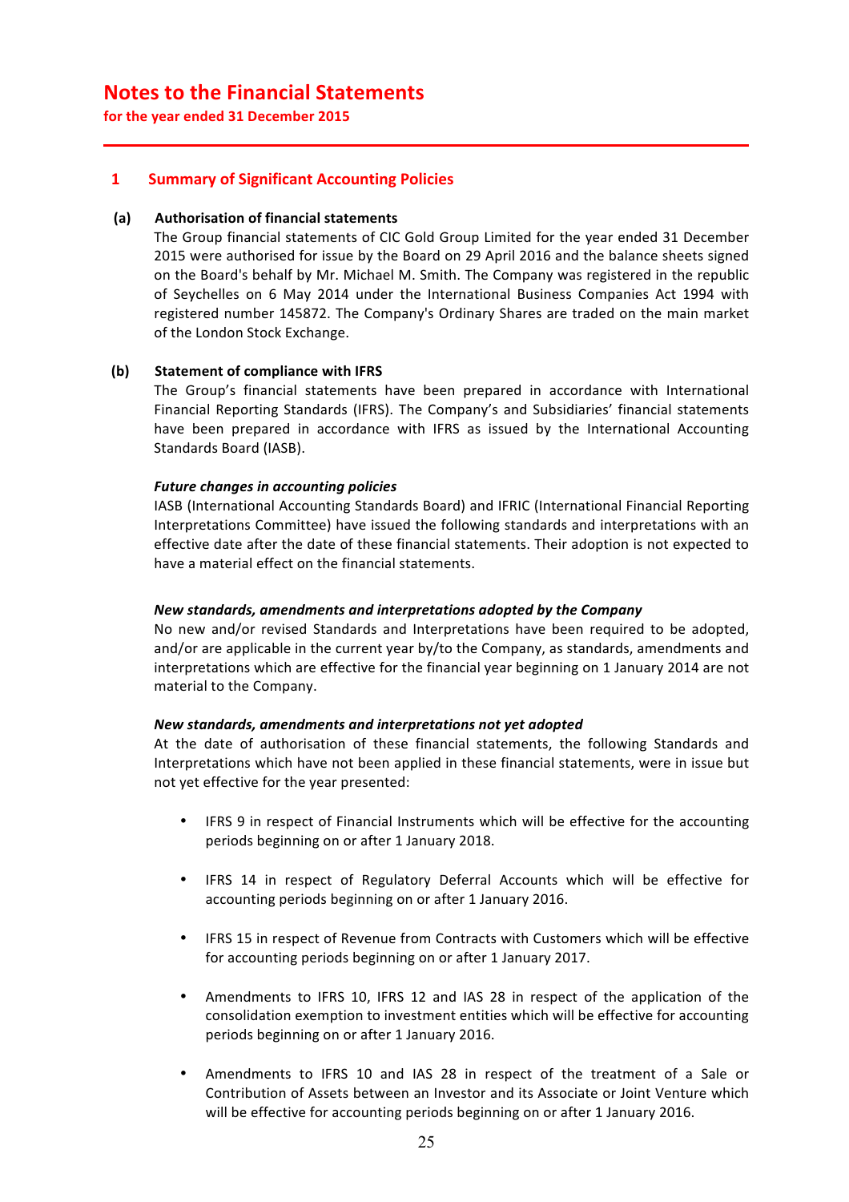# Notes to the Financial Statements

**for the year ended 31 December 2015**

## 1 Summary of Significant Accounting Policies

### (a) Authorisation of financial statements

The Group financial statements of CIC Gold Group Limited for the year ended 31 December 2015 were authorised for issue by the Board on 29 April 2016 and the balance sheets signed on the Board's behalf by Mr. Michael M. Smith. The Company was registered in the republic of Seychelles on 6 May 2014 under the International Business Companies Act 1994 with registered number 145872. The Company's Ordinary Shares are traded on the main market of the London Stock Exchange.

### (b) Statement of compliance with IFRS

The Group's financial statements have been prepared in accordance with International Financial Reporting Standards (IFRS). The Company's and Subsidiaries' financial statements have been prepared in accordance with IFRS as issued by the International Accounting Standards Board (IASB).

***Future changes in accounting policies***

IASB (International Accounting Standards Board) and IFRIC (International Financial Reporting Interpretations Committee) have issued the following standards and interpretations with an effective date after the date of these financial statements. Their adoption is not expected to have a material effect on the financial statements.

***New standards, amendments and interpretations adopted by the Company***

No new and/or revised Standards and Interpretations have been required to be adopted, and/or are applicable in the current year by/to the Company, as standards, amendments and interpretations which are effective for the financial year beginning on 1 January 2014 are not material to the Company.

***New standards, amendments and interpretations not yet adopted***

At the date of authorisation of these financial statements, the following Standards and Interpretations which have not been applied in these financial statements, were in issue but not yet effective for the year presented:

- IFRS 9 in respect of Financial Instruments which will be effective for the accounting periods beginning on or after 1 January 2018.
- IFRS 14 in respect of Regulatory Deferral Accounts which will be effective for accounting periods beginning on or after 1 January 2016.
- IFRS 15 in respect of Revenue from Contracts with Customers which will be effective for accounting periods beginning on or after 1 January 2017.
- Amendments to IFRS 10, IFRS 12 and IAS 28 in respect of the application of the consolidation exemption to investment entities which will be effective for accounting periods beginning on or after 1 January 2016.
- Amendments to IFRS 10 and IAS 28 in respect of the treatment of a Sale or Contribution of Assets between an Investor and its Associate or Joint Venture which will be effective for accounting periods beginning on or after 1 January 2016.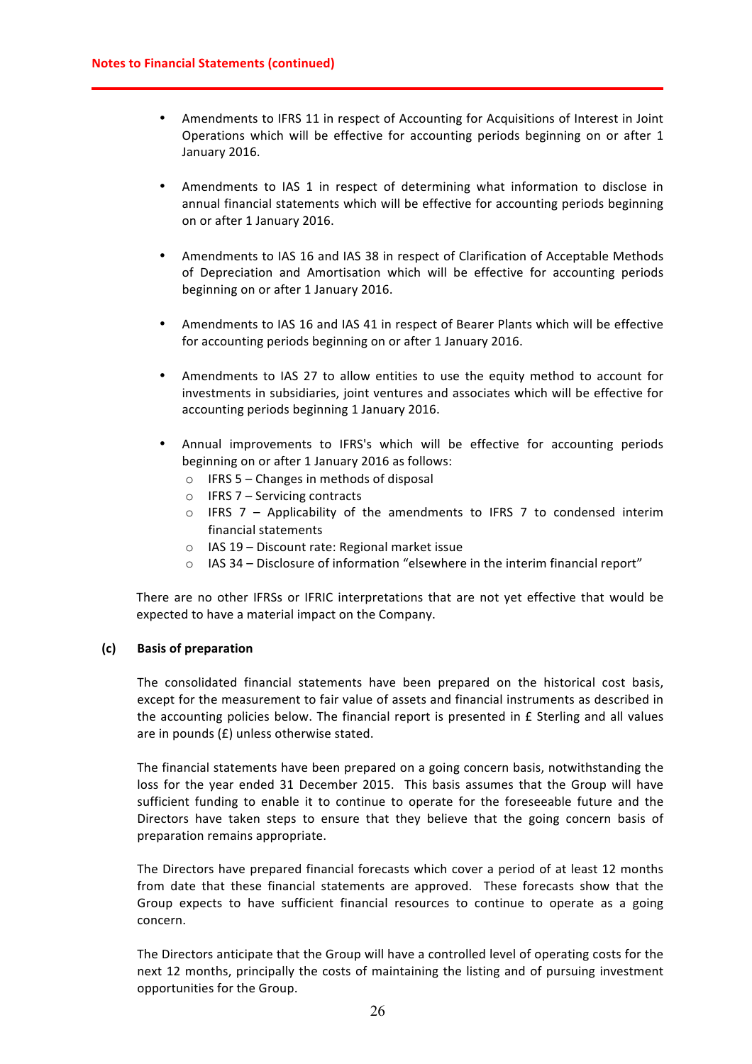- Amendments to IFRS 11 in respect of Accounting for Acquisitions of Interest in Joint Operations which will be effective for accounting periods beginning on or after 1 January 2016.

- Amendments to IAS 1 in respect of determining what information to disclose in annual financial statements which will be effective for accounting periods beginning on or after 1 January 2016.

- Amendments to IAS 16 and IAS 38 in respect of Clarification of Acceptable Methods of Depreciation and Amortisation which will be effective for accounting periods beginning on or after 1 January 2016.

- Amendments to IAS 16 and IAS 41 in respect of Bearer Plants which will be effective for accounting periods beginning on or after 1 January 2016.

- Amendments to IAS 27 to allow entities to use the equity method to account for investments in subsidiaries, joint ventures and associates which will be effective for accounting periods beginning 1 January 2016.

- Annual improvements to IFRS's which will be effective for accounting periods beginning on or after 1 January 2016 as follows:
  - IFRS 5 – Changes in methods of disposal
  - IFRS 7 – Servicing contracts
  - IFRS 7 – Applicability of the amendments to IFRS 7 to condensed interim financial statements
  - IAS 19 – Discount rate: Regional market issue
  - IAS 34 – Disclosure of information "elsewhere in the interim financial report"

There are no other IFRSs or IFRIC interpretations that are not yet effective that would be expected to have a material impact on the Company.

**(c) Basis of preparation**

The consolidated financial statements have been prepared on the historical cost basis, except for the measurement to fair value of assets and financial instruments as described in the accounting policies below. The financial report is presented in £ Sterling and all values are in pounds (£) unless otherwise stated.

The financial statements have been prepared on a going concern basis, notwithstanding the loss for the year ended 31 December 2015. This basis assumes that the Group will have sufficient funding to enable it to continue to operate for the foreseeable future and the Directors have taken steps to ensure that they believe that the going concern basis of preparation remains appropriate.

The Directors have prepared financial forecasts which cover a period of at least 12 months from date that these financial statements are approved. These forecasts show that the Group expects to have sufficient financial resources to continue to operate as a going concern.

The Directors anticipate that the Group will have a controlled level of operating costs for the next 12 months, principally the costs of maintaining the listing and of pursuing investment opportunities for the Group.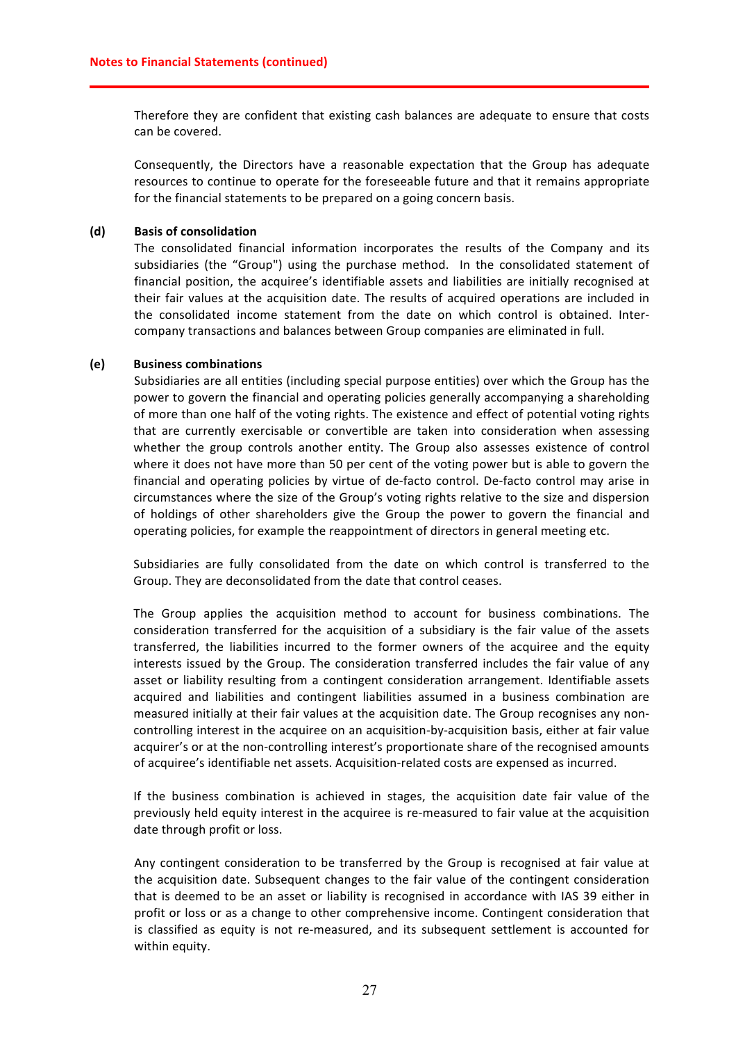Therefore they are confident that existing cash balances are adequate to ensure that costs can be covered.

Consequently, the Directors have a reasonable expectation that the Group has adequate resources to continue to operate for the foreseeable future and that it remains appropriate for the financial statements to be prepared on a going concern basis.

**(d) Basis of consolidation**

The consolidated financial information incorporates the results of the Company and its subsidiaries (the "Group") using the purchase method. In the consolidated statement of financial position, the acquiree's identifiable assets and liabilities are initially recognised at their fair values at the acquisition date. The results of acquired operations are included in the consolidated income statement from the date on which control is obtained. Inter-company transactions and balances between Group companies are eliminated in full.

**(e) Business combinations**

Subsidiaries are all entities (including special purpose entities) over which the Group has the power to govern the financial and operating policies generally accompanying a shareholding of more than one half of the voting rights. The existence and effect of potential voting rights that are currently exercisable or convertible are taken into consideration when assessing whether the group controls another entity. The Group also assesses existence of control where it does not have more than 50 per cent of the voting power but is able to govern the financial and operating policies by virtue of de-facto control. De-facto control may arise in circumstances where the size of the Group's voting rights relative to the size and dispersion of holdings of other shareholders give the Group the power to govern the financial and operating policies, for example the reappointment of directors in general meeting etc.

Subsidiaries are fully consolidated from the date on which control is transferred to the Group. They are deconsolidated from the date that control ceases.

The Group applies the acquisition method to account for business combinations. The consideration transferred for the acquisition of a subsidiary is the fair value of the assets transferred, the liabilities incurred to the former owners of the acquiree and the equity interests issued by the Group. The consideration transferred includes the fair value of any asset or liability resulting from a contingent consideration arrangement. Identifiable assets acquired and liabilities and contingent liabilities assumed in a business combination are measured initially at their fair values at the acquisition date. The Group recognises any non-controlling interest in the acquiree on an acquisition-by-acquisition basis, either at fair value acquirer's or at the non-controlling interest's proportionate share of the recognised amounts of acquiree's identifiable net assets. Acquisition-related costs are expensed as incurred.

If the business combination is achieved in stages, the acquisition date fair value of the previously held equity interest in the acquiree is re-measured to fair value at the acquisition date through profit or loss.

Any contingent consideration to be transferred by the Group is recognised at fair value at the acquisition date. Subsequent changes to the fair value of the contingent consideration that is deemed to be an asset or liability is recognised in accordance with IAS 39 either in profit or loss or as a change to other comprehensive income. Contingent consideration that is classified as equity is not re-measured, and its subsequent settlement is accounted for within equity.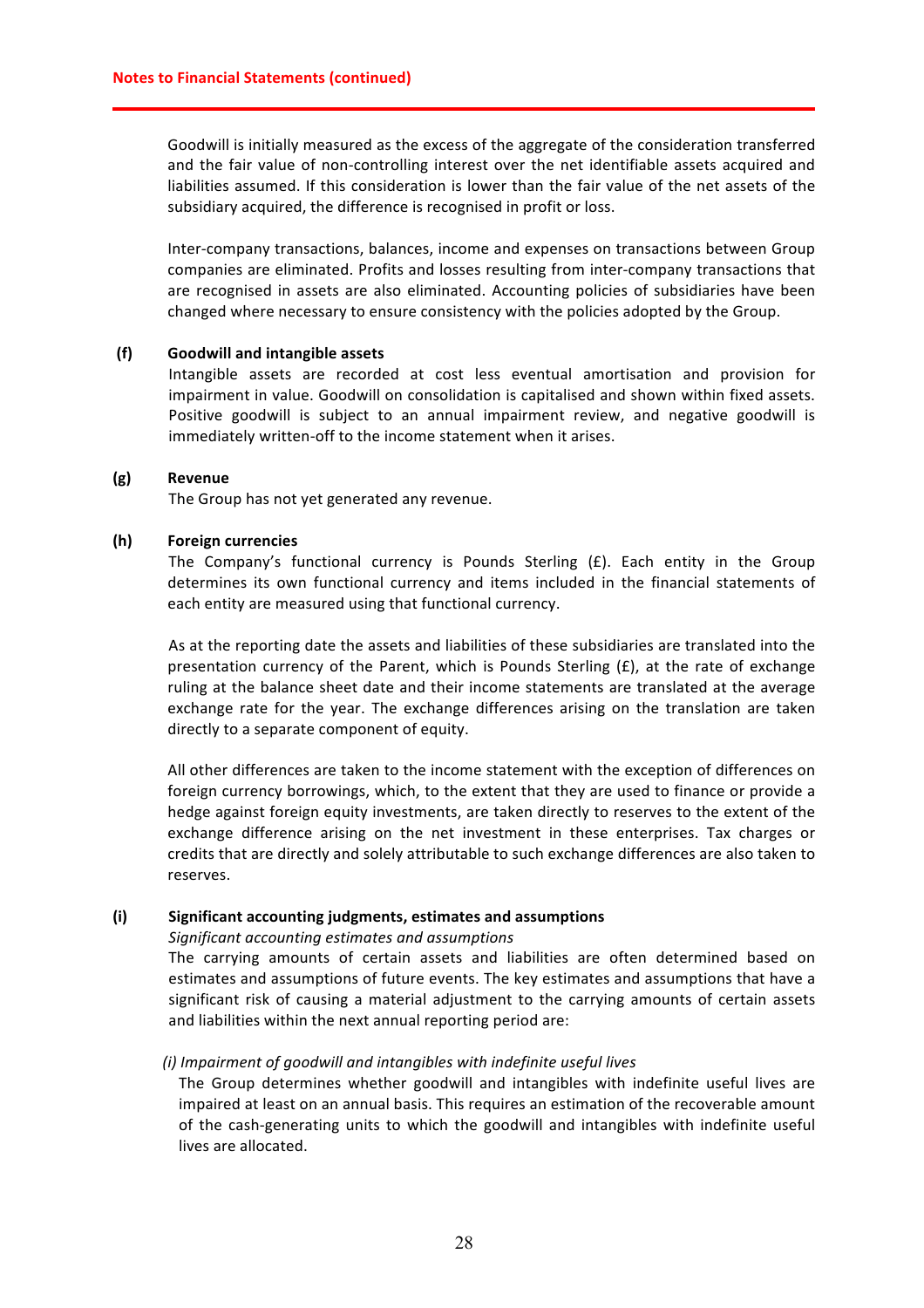Goodwill is initially measured as the excess of the aggregate of the consideration transferred and the fair value of non-controlling interest over the net identifiable assets acquired and liabilities assumed. If this consideration is lower than the fair value of the net assets of the subsidiary acquired, the difference is recognised in profit or loss.

Inter-company transactions, balances, income and expenses on transactions between Group companies are eliminated. Profits and losses resulting from inter-company transactions that are recognised in assets are also eliminated. Accounting policies of subsidiaries have been changed where necessary to ensure consistency with the policies adopted by the Group.

**(f) Goodwill and intangible assets**

Intangible assets are recorded at cost less eventual amortisation and provision for impairment in value. Goodwill on consolidation is capitalised and shown within fixed assets. Positive goodwill is subject to an annual impairment review, and negative goodwill is immediately written-off to the income statement when it arises.

**(g) Revenue**

The Group has not yet generated any revenue.

**(h) Foreign currencies**

The Company's functional currency is Pounds Sterling (£). Each entity in the Group determines its own functional currency and items included in the financial statements of each entity are measured using that functional currency.

As at the reporting date the assets and liabilities of these subsidiaries are translated into the presentation currency of the Parent, which is Pounds Sterling (£), at the rate of exchange ruling at the balance sheet date and their income statements are translated at the average exchange rate for the year. The exchange differences arising on the translation are taken directly to a separate component of equity.

All other differences are taken to the income statement with the exception of differences on foreign currency borrowings, which, to the extent that they are used to finance or provide a hedge against foreign equity investments, are taken directly to reserves to the extent of the exchange difference arising on the net investment in these enterprises. Tax charges or credits that are directly and solely attributable to such exchange differences are also taken to reserves.

**(i) Significant accounting judgments, estimates and assumptions**

*Significant accounting estimates and assumptions*

The carrying amounts of certain assets and liabilities are often determined based on estimates and assumptions of future events. The key estimates and assumptions that have a significant risk of causing a material adjustment to the carrying amounts of certain assets and liabilities within the next annual reporting period are:

*(i) Impairment of goodwill and intangibles with indefinite useful lives*

The Group determines whether goodwill and intangibles with indefinite useful lives are impaired at least on an annual basis. This requires an estimation of the recoverable amount of the cash-generating units to which the goodwill and intangibles with indefinite useful lives are allocated.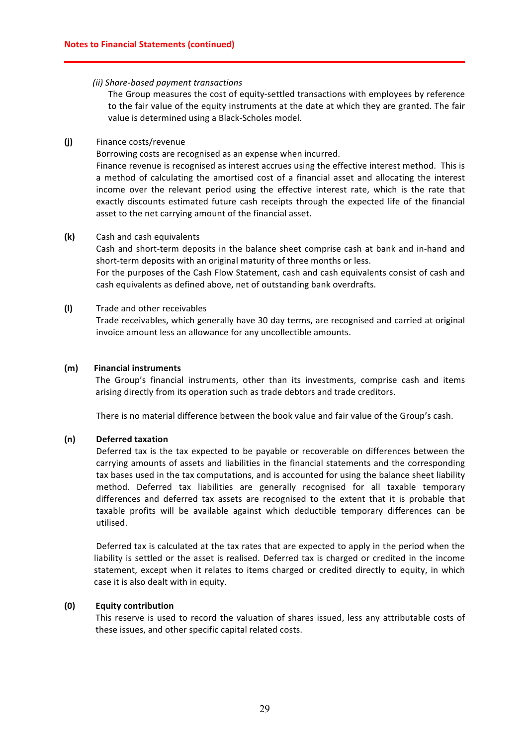*(ii) Share-based payment transactions*

The Group measures the cost of equity-settled transactions with employees by reference to the fair value of the equity instruments at the date at which they are granted. The fair value is determined using a Black-Scholes model.

**(j)** Finance costs/revenue

Borrowing costs are recognised as an expense when incurred.

Finance revenue is recognised as interest accrues using the effective interest method. This is a method of calculating the amortised cost of a financial asset and allocating the interest income over the relevant period using the effective interest rate, which is the rate that exactly discounts estimated future cash receipts through the expected life of the financial asset to the net carrying amount of the financial asset.

**(k)** Cash and cash equivalents

Cash and short-term deposits in the balance sheet comprise cash at bank and in-hand and short-term deposits with an original maturity of three months or less.

For the purposes of the Cash Flow Statement, cash and cash equivalents consist of cash and cash equivalents as defined above, net of outstanding bank overdrafts.

**(l)** Trade and other receivables

Trade receivables, which generally have 30 day terms, are recognised and carried at original invoice amount less an allowance for any uncollectible amounts.

**(m) Financial instruments**

The Group's financial instruments, other than its investments, comprise cash and items arising directly from its operation such as trade debtors and trade creditors.

There is no material difference between the book value and fair value of the Group's cash.

**(n) Deferred taxation**

Deferred tax is the tax expected to be payable or recoverable on differences between the carrying amounts of assets and liabilities in the financial statements and the corresponding tax bases used in the tax computations, and is accounted for using the balance sheet liability method. Deferred tax liabilities are generally recognised for all taxable temporary differences and deferred tax assets are recognised to the extent that it is probable that taxable profits will be available against which deductible temporary differences can be utilised.

Deferred tax is calculated at the tax rates that are expected to apply in the period when the liability is settled or the asset is realised. Deferred tax is charged or credited in the income statement, except when it relates to items charged or credited directly to equity, in which case it is also dealt with in equity.

**(0) Equity contribution**

This reserve is used to record the valuation of shares issued, less any attributable costs of these issues, and other specific capital related costs.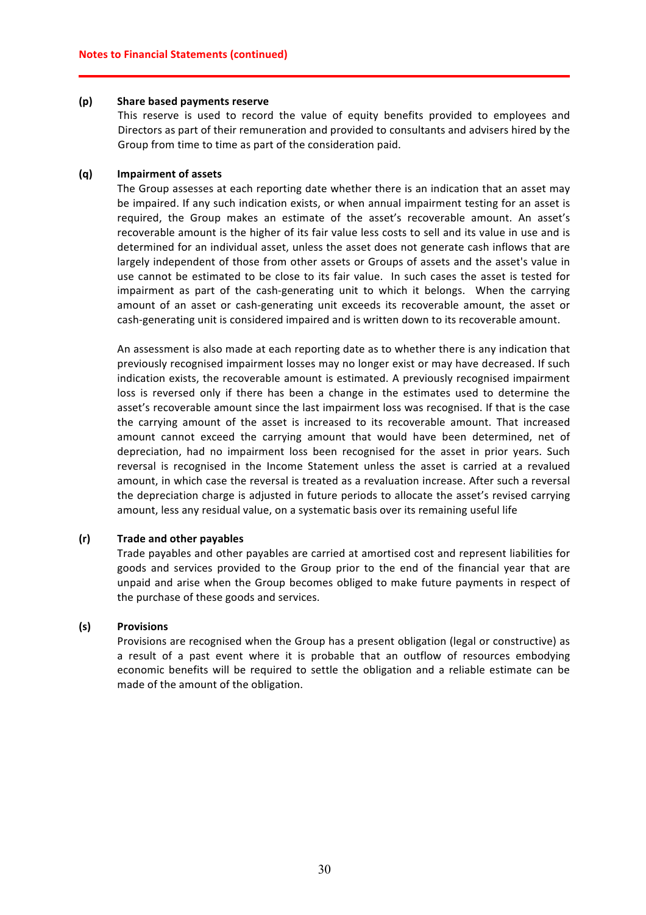**(p) Share based payments reserve**

This reserve is used to record the value of equity benefits provided to employees and Directors as part of their remuneration and provided to consultants and advisers hired by the Group from time to time as part of the consideration paid.

**(q) Impairment of assets**

The Group assesses at each reporting date whether there is an indication that an asset may be impaired. If any such indication exists, or when annual impairment testing for an asset is required, the Group makes an estimate of the asset's recoverable amount. An asset's recoverable amount is the higher of its fair value less costs to sell and its value in use and is determined for an individual asset, unless the asset does not generate cash inflows that are largely independent of those from other assets or Groups of assets and the asset's value in use cannot be estimated to be close to its fair value. In such cases the asset is tested for impairment as part of the cash-generating unit to which it belongs. When the carrying amount of an asset or cash-generating unit exceeds its recoverable amount, the asset or cash-generating unit is considered impaired and is written down to its recoverable amount.

An assessment is also made at each reporting date as to whether there is any indication that previously recognised impairment losses may no longer exist or may have decreased. If such indication exists, the recoverable amount is estimated. A previously recognised impairment loss is reversed only if there has been a change in the estimates used to determine the asset's recoverable amount since the last impairment loss was recognised. If that is the case the carrying amount of the asset is increased to its recoverable amount. That increased amount cannot exceed the carrying amount that would have been determined, net of depreciation, had no impairment loss been recognised for the asset in prior years. Such reversal is recognised in the Income Statement unless the asset is carried at a revalued amount, in which case the reversal is treated as a revaluation increase. After such a reversal the depreciation charge is adjusted in future periods to allocate the asset's revised carrying amount, less any residual value, on a systematic basis over its remaining useful life

**(r) Trade and other payables**

Trade payables and other payables are carried at amortised cost and represent liabilities for goods and services provided to the Group prior to the end of the financial year that are unpaid and arise when the Group becomes obliged to make future payments in respect of the purchase of these goods and services.

**(s) Provisions**

Provisions are recognised when the Group has a present obligation (legal or constructive) as a result of a past event where it is probable that an outflow of resources embodying economic benefits will be required to settle the obligation and a reliable estimate can be made of the amount of the obligation.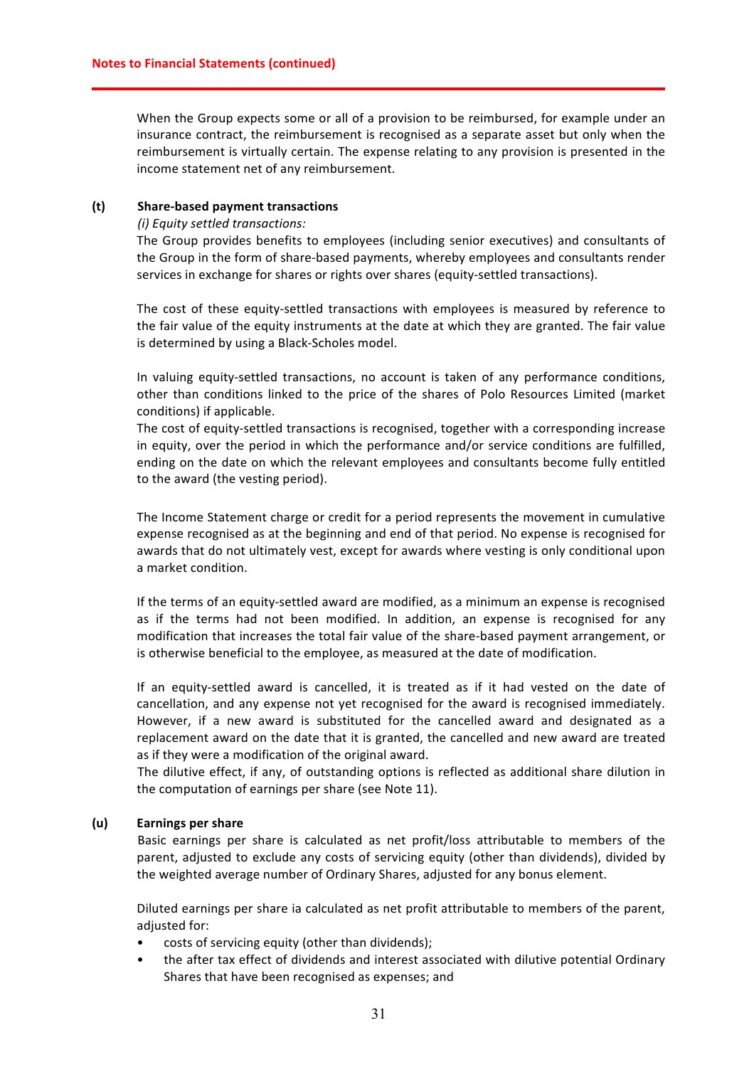When the Group expects some or all of a provision to be reimbursed, for example under an insurance contract, the reimbursement is recognised as a separate asset but only when the reimbursement is virtually certain. The expense relating to any provision is presented in the income statement net of any reimbursement.

**(t) Share-based payment transactions**

*(i) Equity settled transactions:*

The Group provides benefits to employees (including senior executives) and consultants of the Group in the form of share-based payments, whereby employees and consultants render services in exchange for shares or rights over shares (equity-settled transactions).

The cost of these equity-settled transactions with employees is measured by reference to the fair value of the equity instruments at the date at which they are granted. The fair value is determined by using a Black-Scholes model.

In valuing equity-settled transactions, no account is taken of any performance conditions, other than conditions linked to the price of the shares of Polo Resources Limited (market conditions) if applicable.

The cost of equity-settled transactions is recognised, together with a corresponding increase in equity, over the period in which the performance and/or service conditions are fulfilled, ending on the date on which the relevant employees and consultants become fully entitled to the award (the vesting period).

The Income Statement charge or credit for a period represents the movement in cumulative expense recognised as at the beginning and end of that period. No expense is recognised for awards that do not ultimately vest, except for awards where vesting is only conditional upon a market condition.

If the terms of an equity-settled award are modified, as a minimum an expense is recognised as if the terms had not been modified. In addition, an expense is recognised for any modification that increases the total fair value of the share-based payment arrangement, or is otherwise beneficial to the employee, as measured at the date of modification.

If an equity-settled award is cancelled, it is treated as if it had vested on the date of cancellation, and any expense not yet recognised for the award is recognised immediately. However, if a new award is substituted for the cancelled award and designated as a replacement award on the date that it is granted, the cancelled and new award are treated as if they were a modification of the original award.

The dilutive effect, if any, of outstanding options is reflected as additional share dilution in the computation of earnings per share (see Note 11).

**(u) Earnings per share**

Basic earnings per share is calculated as net profit/loss attributable to members of the parent, adjusted to exclude any costs of servicing equity (other than dividends), divided by the weighted average number of Ordinary Shares, adjusted for any bonus element.

Diluted earnings per share ia calculated as net profit attributable to members of the parent, adjusted for:

- costs of servicing equity (other than dividends);
- the after tax effect of dividends and interest associated with dilutive potential Ordinary Shares that have been recognised as expenses; and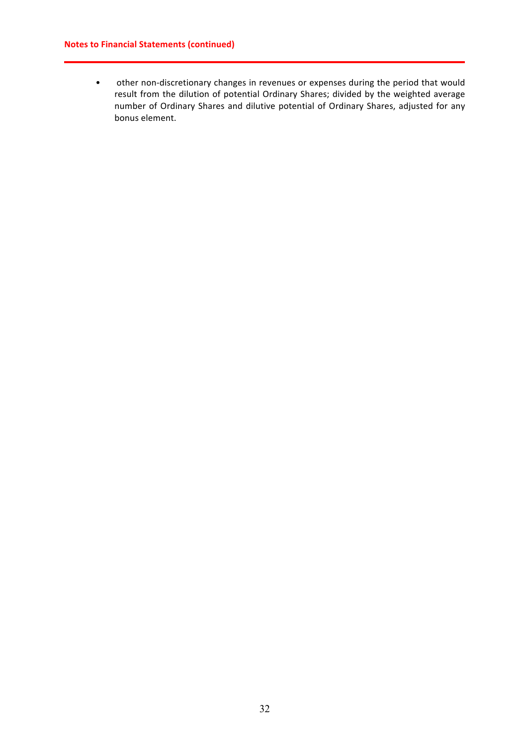- other non-discretionary changes in revenues or expenses during the period that would result from the dilution of potential Ordinary Shares; divided by the weighted average number of Ordinary Shares and dilutive potential of Ordinary Shares, adjusted for any bonus element.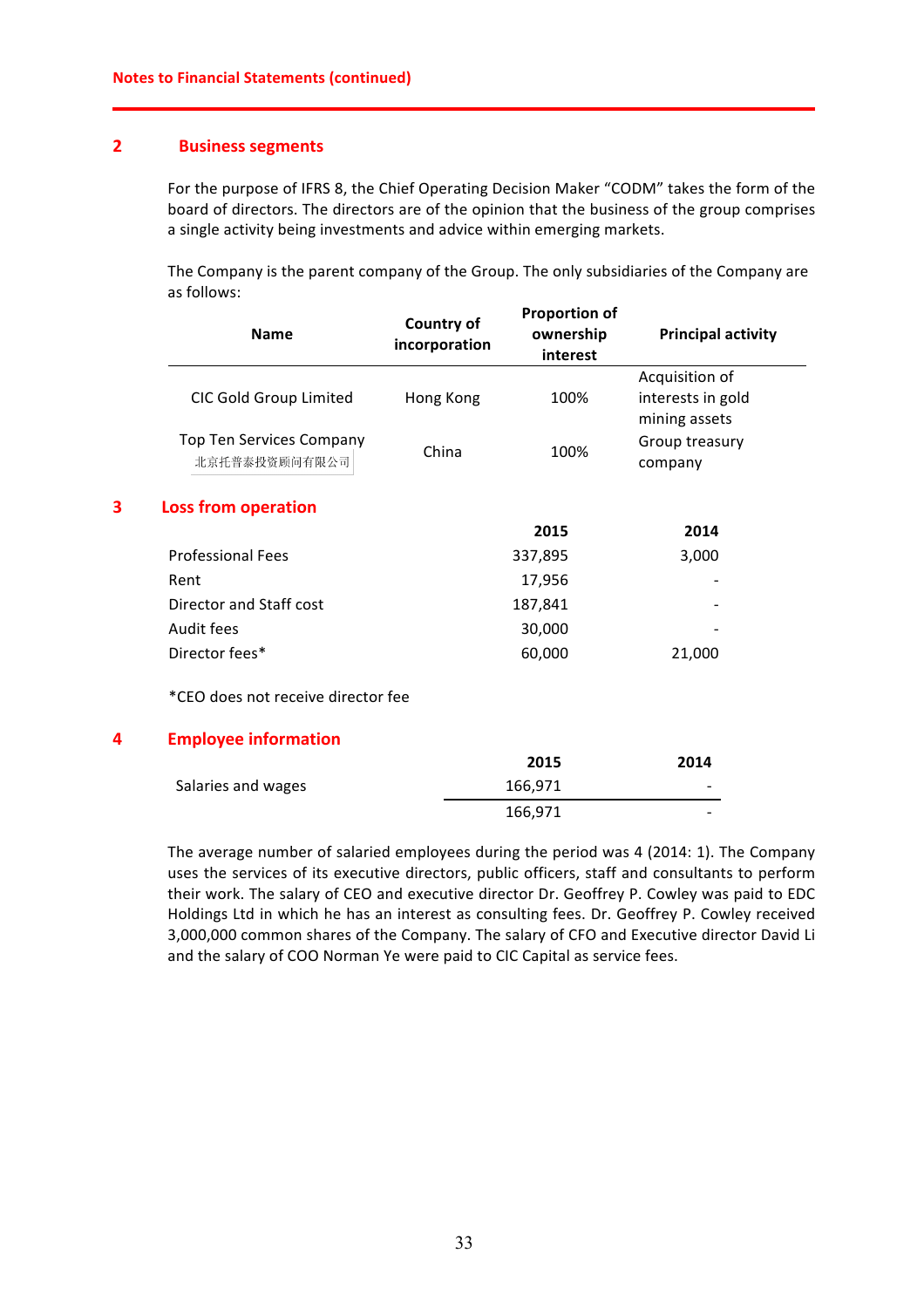**Notes to Financial Statements (continued)**

## 2 Business segments

For the purpose of IFRS 8, the Chief Operating Decision Maker "CODM" takes the form of the board of directors. The directors are of the opinion that the business of the group comprises a single activity being investments and advice within emerging markets.

The Company is the parent company of the Group. The only subsidiaries of the Company are as follows:

| Name | Country of incorporation | Proportion of ownership interest | Principal activity |
|---|---|---|---|
| CIC Gold Group Limited | Hong Kong | 100% | Acquisition of interests in gold mining assets |
| Top Ten Services Company 北京托普泰投资顾问有限公司 | China | 100% | Group treasury company |

## 3 Loss from operation

| | 2015 | 2014 |
|---|---|---|
| Professional Fees | 337,895 | 3,000 |
| Rent | 17,956 | - |
| Director and Staff cost | 187,841 | - |
| Audit fees | 30,000 | - |
| Director fees* | 60,000 | 21,000 |

*CEO does not receive director fee

## 4 Employee information

| | 2015 | 2014 |
|---|---|---|
| Salaries and wages | 166,971 | - |
| | 166,971 | - |

The average number of salaried employees during the period was 4 (2014: 1). The Company uses the services of its executive directors, public officers, staff and consultants to perform their work. The salary of CEO and executive director Dr. Geoffrey P. Cowley was paid to EDC Holdings Ltd in which he has an interest as consulting fees. Dr. Geoffrey P. Cowley received 3,000,000 common shares of the Company. The salary of CFO and Executive director David Li and the salary of COO Norman Ye were paid to CIC Capital as service fees.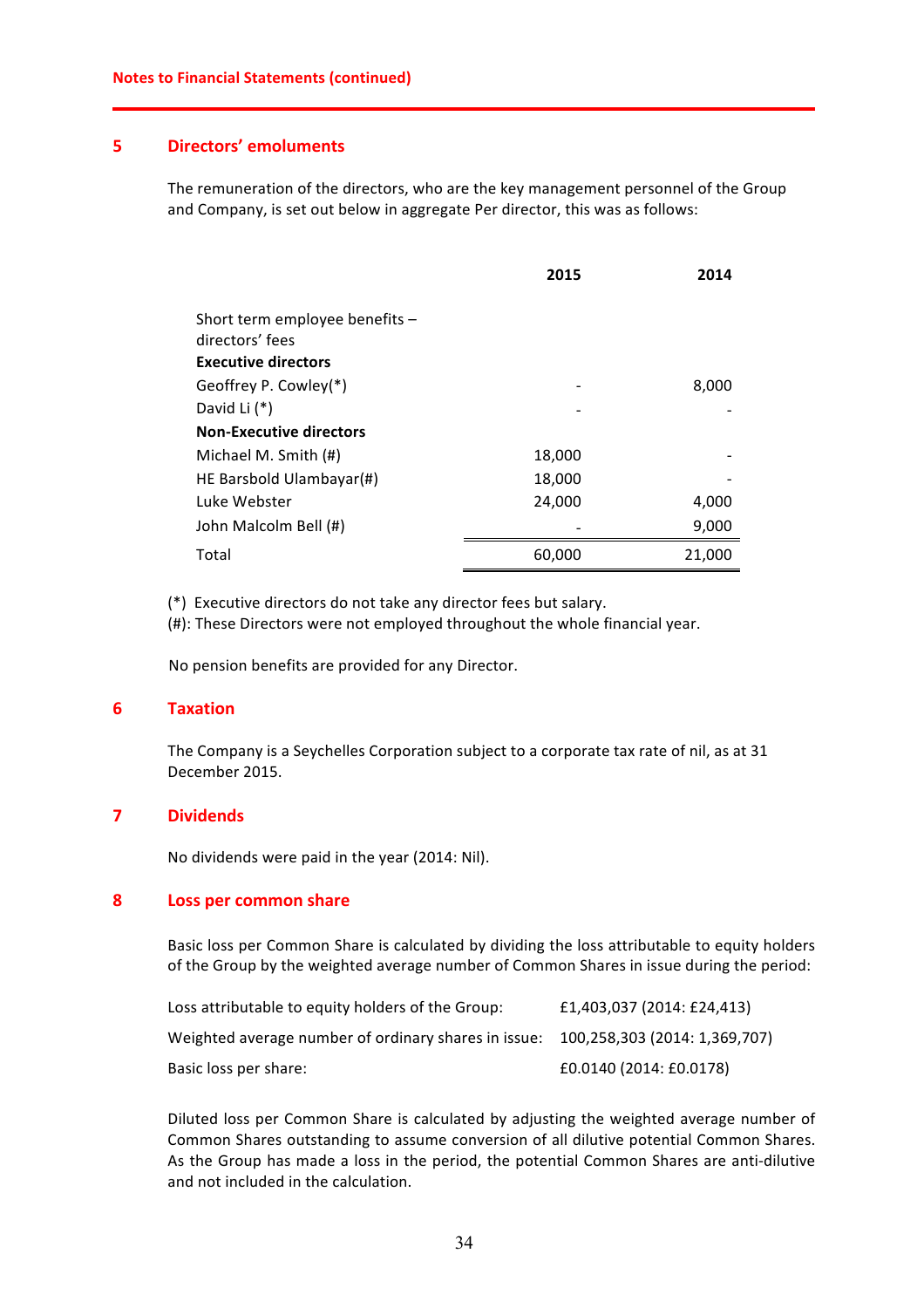## 5 Directors' emoluments

The remuneration of the directors, who are the key management personnel of the Group and Company, is set out below in aggregate Per director, this was as follows:

| | 2015 | 2014 |
|---|---|---|
| Short term employee benefits – directors' fees | | |
| **Executive directors** | | |
| Geoffrey P. Cowley(*) | - | 8,000 |
| David Li (*) | - | - |
| **Non-Executive directors** | | |
| Michael M. Smith (#) | 18,000 | - |
| HE Barsbold Ulambayar(#) | 18,000 | - |
| Luke Webster | 24,000 | 4,000 |
| John Malcolm Bell (#) | - | 9,000 |
| Total | 60,000 | 21,000 |

(*) Executive directors do not take any director fees but salary.
(#): These Directors were not employed throughout the whole financial year.

No pension benefits are provided for any Director.

## 6 Taxation

The Company is a Seychelles Corporation subject to a corporate tax rate of nil, as at 31 December 2015.

## 7 Dividends

No dividends were paid in the year (2014: Nil).

## 8 Loss per common share

Basic loss per Common Share is calculated by dividing the loss attributable to equity holders of the Group by the weighted average number of Common Shares in issue during the period:

| | |
|---|---|
| Loss attributable to equity holders of the Group: | £1,403,037 (2014: £24,413) |
| Weighted average number of ordinary shares in issue: | 100,258,303 (2014: 1,369,707) |
| Basic loss per share: | £0.0140 (2014: £0.0178) |

Diluted loss per Common Share is calculated by adjusting the weighted average number of Common Shares outstanding to assume conversion of all dilutive potential Common Shares. As the Group has made a loss in the period, the potential Common Shares are anti-dilutive and not included in the calculation.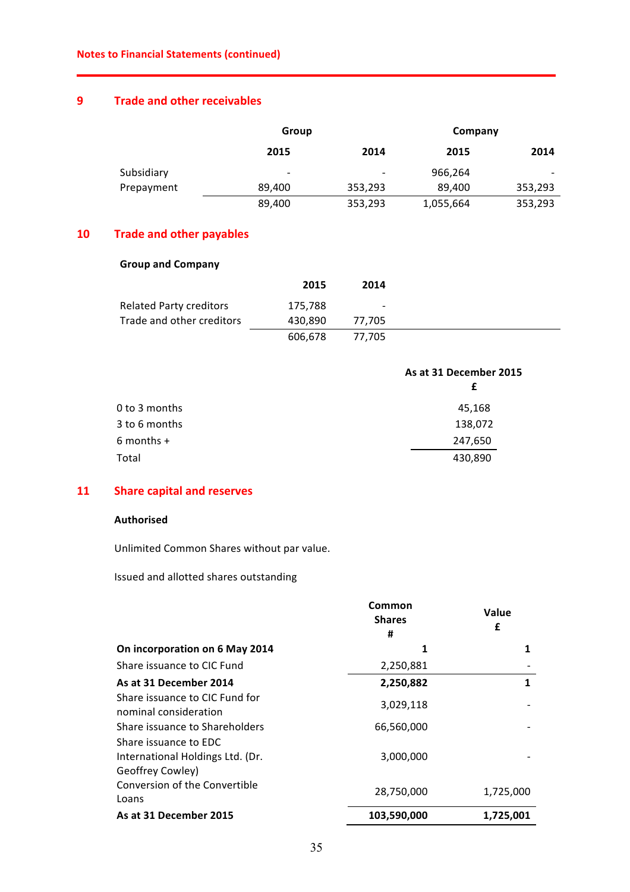Notes to Financial Statements (continued)

## 9 Trade and other receivables

| | Group | | Company | |
|---|---|---|---|---|
| | 2015 | 2014 | 2015 | 2014 |
| Subsidiary | - | - | 966,264 | - |
| Prepayment | 89,400 | 353,293 | 89,400 | 353,293 |
| | 89,400 | 353,293 | 1,055,664 | 353,293 |

## 10 Trade and other payables

**Group and Company**

| | 2015 | 2014 |
|---|---|---|
| Related Party creditors | 175,788 | - |
| Trade and other creditors | 430,890 | 77,705 |
| | 606,678 | 77,705 |

| | As at 31 December 2015 £ |
|---|---|
| 0 to 3 months | 45,168 |
| 3 to 6 months | 138,072 |
| 6 months + | 247,650 |
| Total | 430,890 |

## 11 Share capital and reserves

**Authorised**

Unlimited Common Shares without par value.

Issued and allotted shares outstanding

| | Common Shares # | Value £ |
|---|---|---|
| **On incorporation on 6 May 2014** | **1** | **1** |
| Share issuance to CIC Fund | 2,250,881 | - |
| **As at 31 December 2014** | **2,250,882** | **1** |
| Share issuance to CIC Fund for nominal consideration | 3,029,118 | - |
| Share issuance to Shareholders | 66,560,000 | - |
| Share issuance to EDC International Holdings Ltd. (Dr. Geoffrey Cowley) | 3,000,000 | - |
| Conversion of the Convertible Loans | 28,750,000 | 1,725,000 |
| **As at 31 December 2015** | **103,590,000** | **1,725,001** |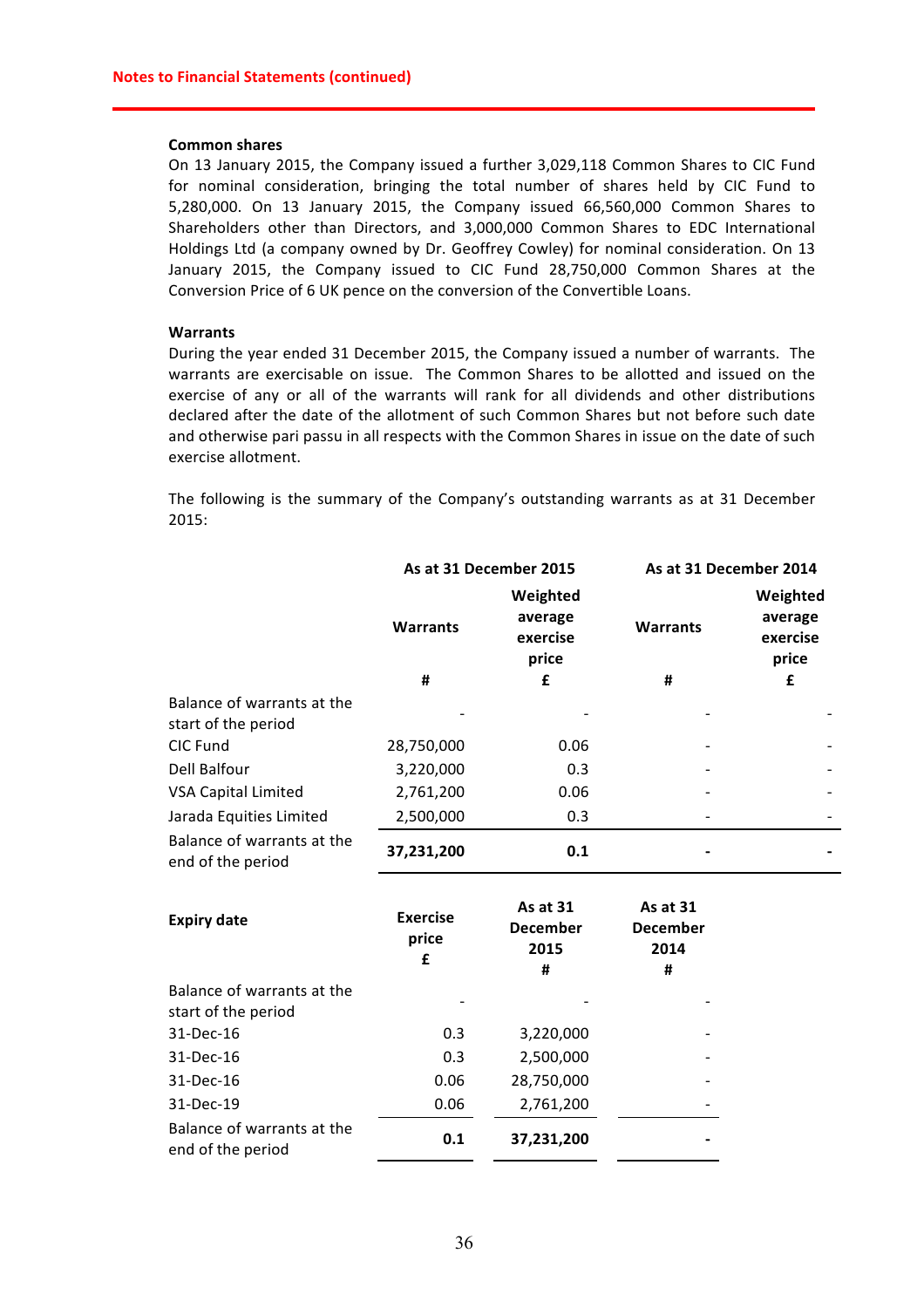Notes to Financial Statements (continued)

**Common shares**

On 13 January 2015, the Company issued a further 3,029,118 Common Shares to CIC Fund for nominal consideration, bringing the total number of shares held by CIC Fund to 5,280,000. On 13 January 2015, the Company issued 66,560,000 Common Shares to Shareholders other than Directors, and 3,000,000 Common Shares to EDC International Holdings Ltd (a company owned by Dr. Geoffrey Cowley) for nominal consideration. On 13 January 2015, the Company issued to CIC Fund 28,750,000 Common Shares at the Conversion Price of 6 UK pence on the conversion of the Convertible Loans.

**Warrants**

During the year ended 31 December 2015, the Company issued a number of warrants. The warrants are exercisable on issue. The Common Shares to be allotted and issued on the exercise of any or all of the warrants will rank for all dividends and other distributions declared after the date of the allotment of such Common Shares but not before such date and otherwise pari passu in all respects with the Common Shares in issue on the date of such exercise allotment.

The following is the summary of the Company's outstanding warrants as at 31 December 2015:

| | As at 31 December 2015 | | As at 31 December 2014 | |
|---|---|---|---|---|
| | **Warrants** | **Weighted average exercise price** | **Warrants** | **Weighted average exercise price** |
| | **#** | **£** | **#** | **£** |
| Balance of warrants at the start of the period | - | - | - | - |
| CIC Fund | 28,750,000 | 0.06 | - | - |
| Dell Balfour | 3,220,000 | 0.3 | - | - |
| VSA Capital Limited | 2,761,200 | 0.06 | - | - |
| Jarada Equities Limited | 2,500,000 | 0.3 | - | - |
| Balance of warrants at the end of the period | **37,231,200** | **0.1** | **-** | **-** |

| **Expiry date** | **Exercise price £** | **As at 31 December 2015 #** | **As at 31 December 2014 #** |
|---|---|---|---|
| Balance of warrants at the start of the period | - | - | - |
| 31-Dec-16 | 0.3 | 3,220,000 | - |
| 31-Dec-16 | 0.3 | 2,500,000 | - |
| 31-Dec-16 | 0.06 | 28,750,000 | - |
| 31-Dec-19 | 0.06 | 2,761,200 | - |
| Balance of warrants at the end of the period | **0.1** | **37,231,200** | **-** |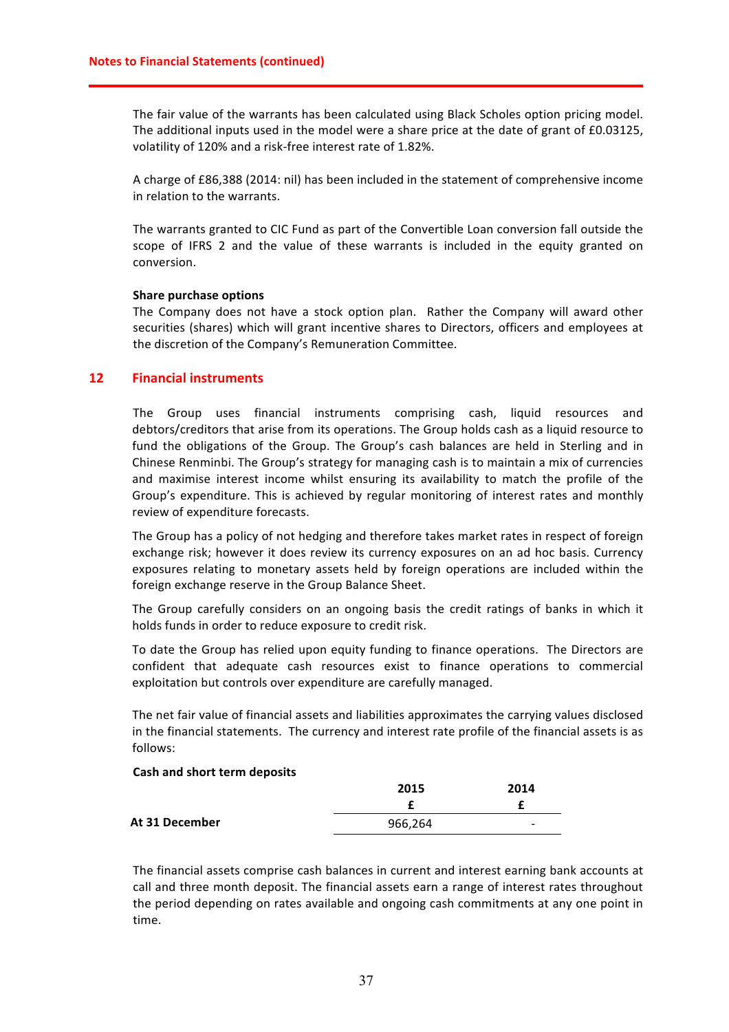The fair value of the warrants has been calculated using Black Scholes option pricing model. The additional inputs used in the model were a share price at the date of grant of £0.03125, volatility of 120% and a risk-free interest rate of 1.82%.

A charge of £86,388 (2014: nil) has been included in the statement of comprehensive income in relation to the warrants.

The warrants granted to CIC Fund as part of the Convertible Loan conversion fall outside the scope of IFRS 2 and the value of these warrants is included in the equity granted on conversion.

**Share purchase options**

The Company does not have a stock option plan. Rather the Company will award other securities (shares) which will grant incentive shares to Directors, officers and employees at the discretion of the Company's Remuneration Committee.

## 12 Financial instruments

The Group uses financial instruments comprising cash, liquid resources and debtors/creditors that arise from its operations. The Group holds cash as a liquid resource to fund the obligations of the Group. The Group's cash balances are held in Sterling and in Chinese Renminbi. The Group's strategy for managing cash is to maintain a mix of currencies and maximise interest income whilst ensuring its availability to match the profile of the Group's expenditure. This is achieved by regular monitoring of interest rates and monthly review of expenditure forecasts.

The Group has a policy of not hedging and therefore takes market rates in respect of foreign exchange risk; however it does review its currency exposures on an ad hoc basis. Currency exposures relating to monetary assets held by foreign operations are included within the foreign exchange reserve in the Group Balance Sheet.

The Group carefully considers on an ongoing basis the credit ratings of banks in which it holds funds in order to reduce exposure to credit risk.

To date the Group has relied upon equity funding to finance operations. The Directors are confident that adequate cash resources exist to finance operations to commercial exploitation but controls over expenditure are carefully managed.

The net fair value of financial assets and liabilities approximates the carrying values disclosed in the financial statements. The currency and interest rate profile of the financial assets is as follows:

**Cash and short term deposits**

| | 2015 | 2014 |
|---|---|---|
| | £ | £ |
| **At 31 December** | 966,264 | - |

The financial assets comprise cash balances in current and interest earning bank accounts at call and three month deposit. The financial assets earn a range of interest rates throughout the period depending on rates available and ongoing cash commitments at any one point in time.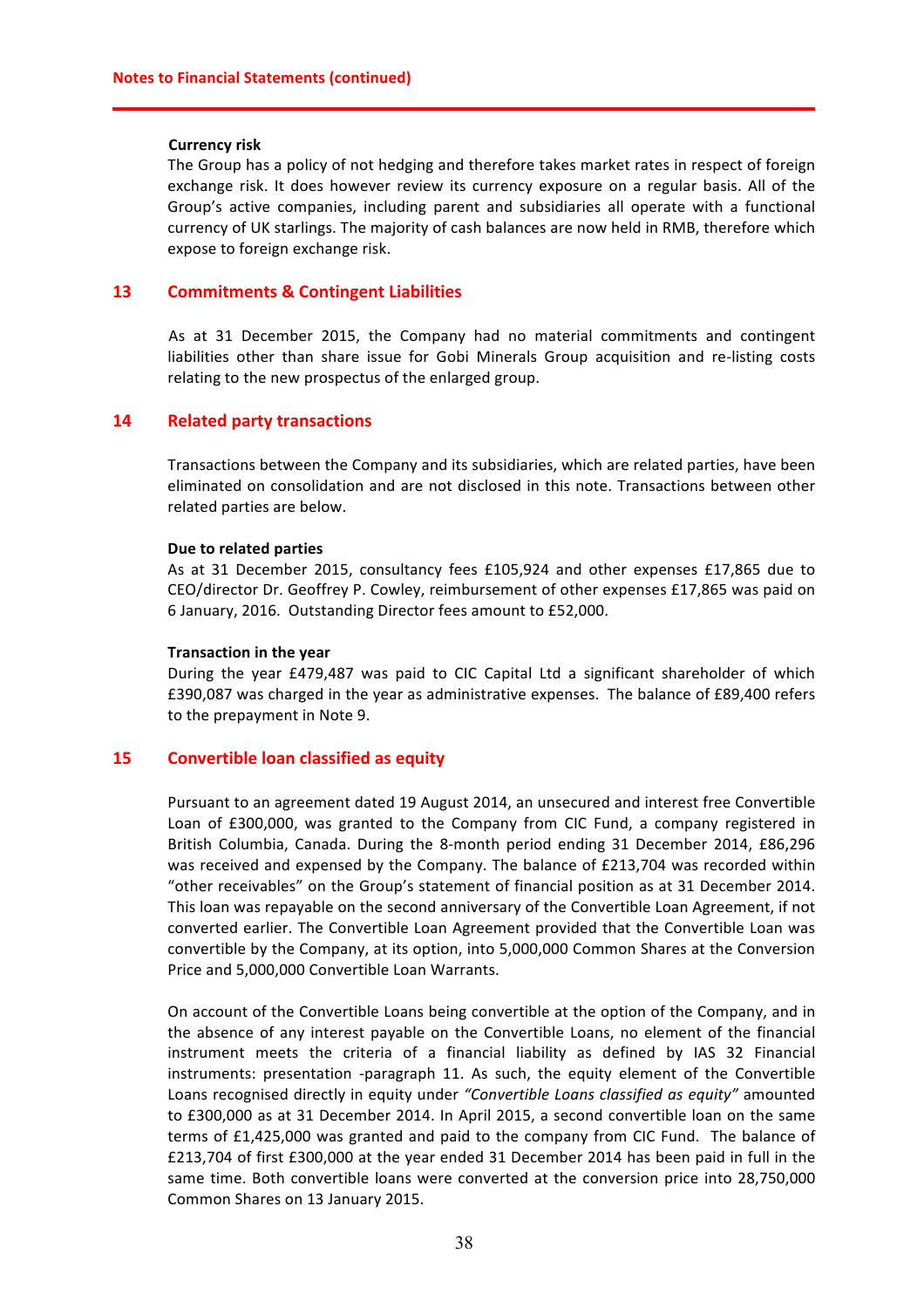**Notes to Financial Statements (continued)**

**Currency risk**

The Group has a policy of not hedging and therefore takes market rates in respect of foreign exchange risk. It does however review its currency exposure on a regular basis. All of the Group's active companies, including parent and subsidiaries all operate with a functional currency of UK starlings. The majority of cash balances are now held in RMB, therefore which expose to foreign exchange risk.

## 13 Commitments & Contingent Liabilities

As at 31 December 2015, the Company had no material commitments and contingent liabilities other than share issue for Gobi Minerals Group acquisition and re-listing costs relating to the new prospectus of the enlarged group.

## 14 Related party transactions

Transactions between the Company and its subsidiaries, which are related parties, have been eliminated on consolidation and are not disclosed in this note. Transactions between other related parties are below.

**Due to related parties**

As at 31 December 2015, consultancy fees £105,924 and other expenses £17,865 due to CEO/director Dr. Geoffrey P. Cowley, reimbursement of other expenses £17,865 was paid on 6 January, 2016. Outstanding Director fees amount to £52,000.

**Transaction in the year**

During the year £479,487 was paid to CIC Capital Ltd a significant shareholder of which £390,087 was charged in the year as administrative expenses. The balance of £89,400 refers to the prepayment in Note 9.

## 15 Convertible loan classified as equity

Pursuant to an agreement dated 19 August 2014, an unsecured and interest free Convertible Loan of £300,000, was granted to the Company from CIC Fund, a company registered in British Columbia, Canada. During the 8-month period ending 31 December 2014, £86,296 was received and expensed by the Company. The balance of £213,704 was recorded within "other receivables" on the Group's statement of financial position as at 31 December 2014. This loan was repayable on the second anniversary of the Convertible Loan Agreement, if not converted earlier. The Convertible Loan Agreement provided that the Convertible Loan was convertible by the Company, at its option, into 5,000,000 Common Shares at the Conversion Price and 5,000,000 Convertible Loan Warrants.

On account of the Convertible Loans being convertible at the option of the Company, and in the absence of any interest payable on the Convertible Loans, no element of the financial instrument meets the criteria of a financial liability as defined by IAS 32 Financial instruments: presentation -paragraph 11. As such, the equity element of the Convertible Loans recognised directly in equity under *"Convertible Loans classified as equity"* amounted to £300,000 as at 31 December 2014. In April 2015, a second convertible loan on the same terms of £1,425,000 was granted and paid to the company from CIC Fund. The balance of £213,704 of first £300,000 at the year ended 31 December 2014 has been paid in full in the same time. Both convertible loans were converted at the conversion price into 28,750,000 Common Shares on 13 January 2015.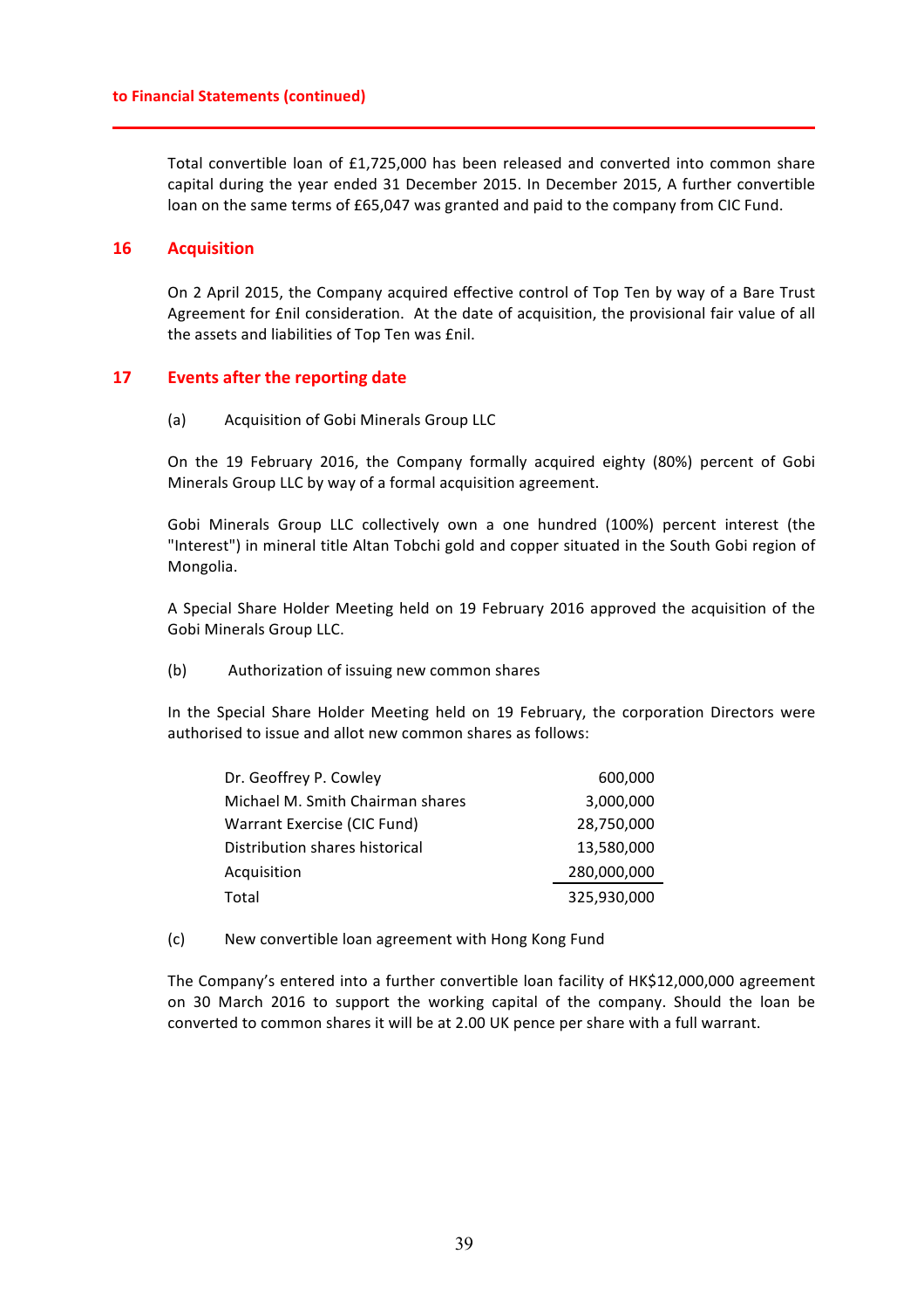Total convertible loan of £1,725,000 has been released and converted into common share capital during the year ended 31 December 2015. In December 2015, A further convertible loan on the same terms of £65,047 was granted and paid to the company from CIC Fund.

## 16 Acquisition

On 2 April 2015, the Company acquired effective control of Top Ten by way of a Bare Trust Agreement for £nil consideration. At the date of acquisition, the provisional fair value of all the assets and liabilities of Top Ten was £nil.

## 17 Events after the reporting date

(a) Acquisition of Gobi Minerals Group LLC

On the 19 February 2016, the Company formally acquired eighty (80%) percent of Gobi Minerals Group LLC by way of a formal acquisition agreement.

Gobi Minerals Group LLC collectively own a one hundred (100%) percent interest (the "Interest") in mineral title Altan Tobchi gold and copper situated in the South Gobi region of Mongolia.

A Special Share Holder Meeting held on 19 February 2016 approved the acquisition of the Gobi Minerals Group LLC.

(b) Authorization of issuing new common shares

In the Special Share Holder Meeting held on 19 February, the corporation Directors were authorised to issue and allot new common shares as follows:

| | |
|---|---|
| Dr. Geoffrey P. Cowley | 600,000 |
| Michael M. Smith Chairman shares | 3,000,000 |
| Warrant Exercise (CIC Fund) | 28,750,000 |
| Distribution shares historical | 13,580,000 |
| Acquisition | 280,000,000 |
| Total | 325,930,000 |

(c) New convertible loan agreement with Hong Kong Fund

The Company's entered into a further convertible loan facility of HK$12,000,000 agreement on 30 March 2016 to support the working capital of the company. Should the loan be converted to common shares it will be at 2.00 UK pence per share with a full warrant.